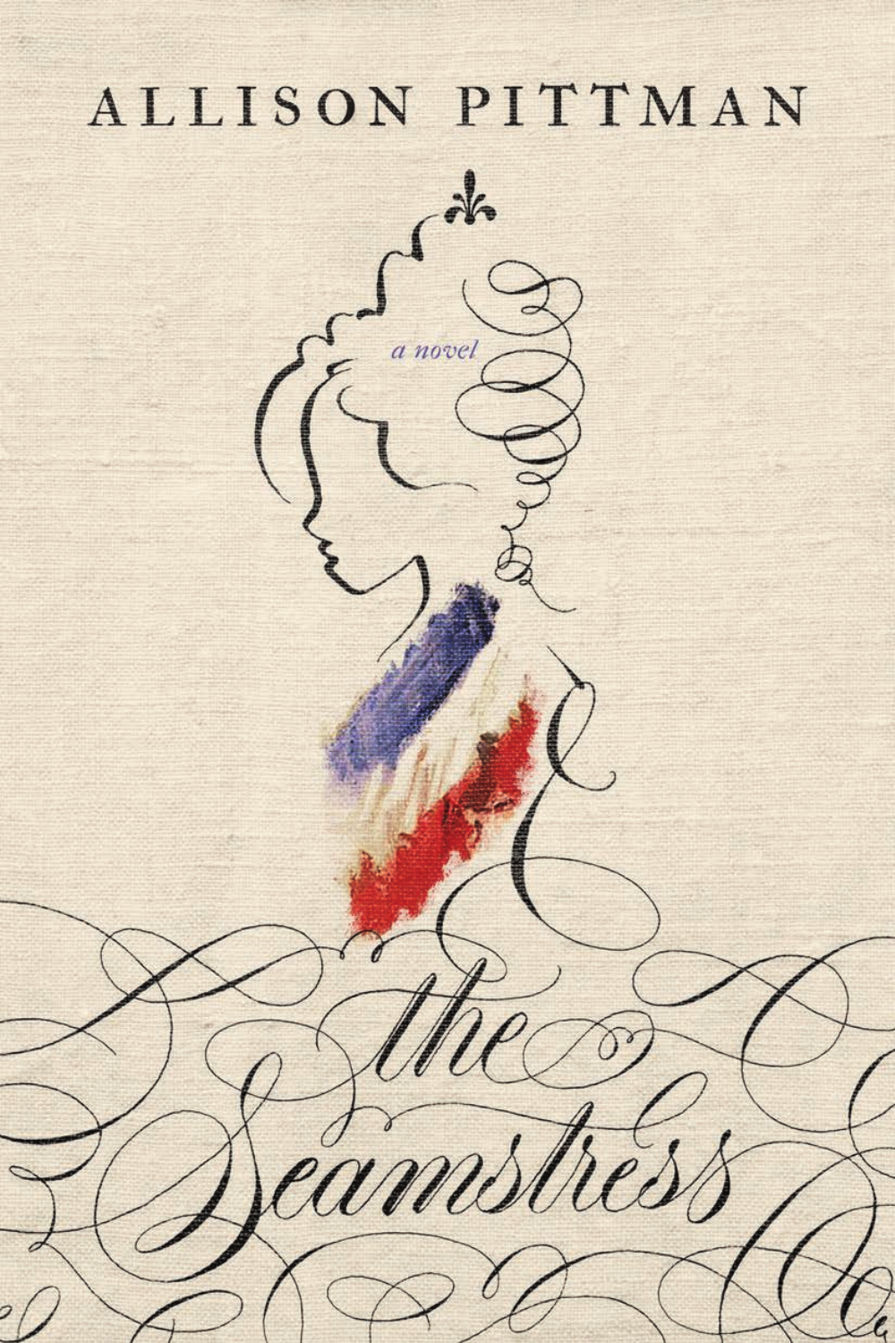ALLISON PITTMAN

*a novel*

# the Seamstress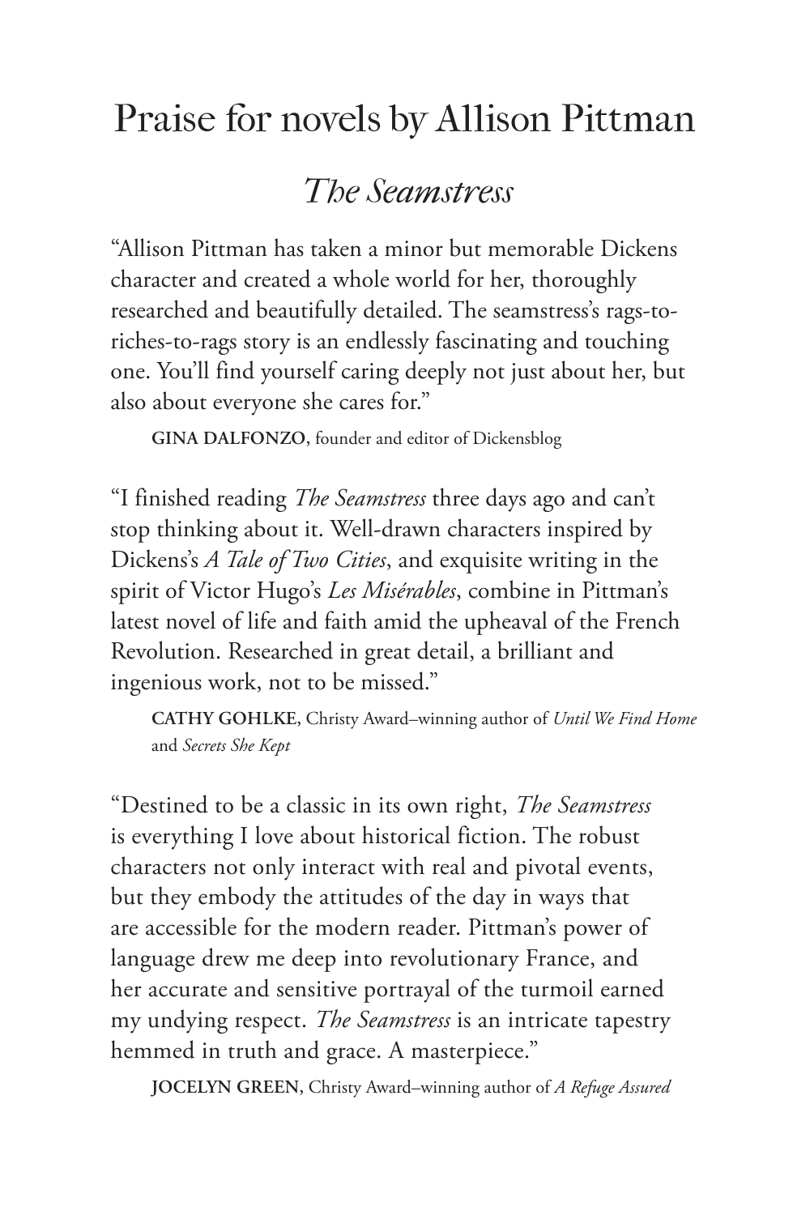# Praise for novels by Allison Pittman

## *The Seamstress*

"Allison Pittman has taken a minor but memorable Dickens character and created a whole world for her, thoroughly researched and beautifully detailed. The seamstress's rags-to-riches-to-rags story is an endlessly fascinating and touching one. You'll find yourself caring deeply not just about her, but also about everyone she cares for."

**GINA DALFONZO,** founder and editor of Dickensblog

"I finished reading *The Seamstress* three days ago and can't stop thinking about it. Well-drawn characters inspired by Dickens's *A Tale of Two Cities*, and exquisite writing in the spirit of Victor Hugo's *Les Misérables*, combine in Pittman's latest novel of life and faith amid the upheaval of the French Revolution. Researched in great detail, a brilliant and ingenious work, not to be missed."

**CATHY GOHLKE,** Christy Award–winning author of *Until We Find Home* and *Secrets She Kept*

"Destined to be a classic in its own right, *The Seamstress* is everything I love about historical fiction. The robust characters not only interact with real and pivotal events, but they embody the attitudes of the day in ways that are accessible for the modern reader. Pittman's power of language drew me deep into revolutionary France, and her accurate and sensitive portrayal of the turmoil earned my undying respect. *The Seamstress* is an intricate tapestry hemmed in truth and grace. A masterpiece."

**JOCELYN GREEN,** Christy Award–winning author of *A Refuge Assured*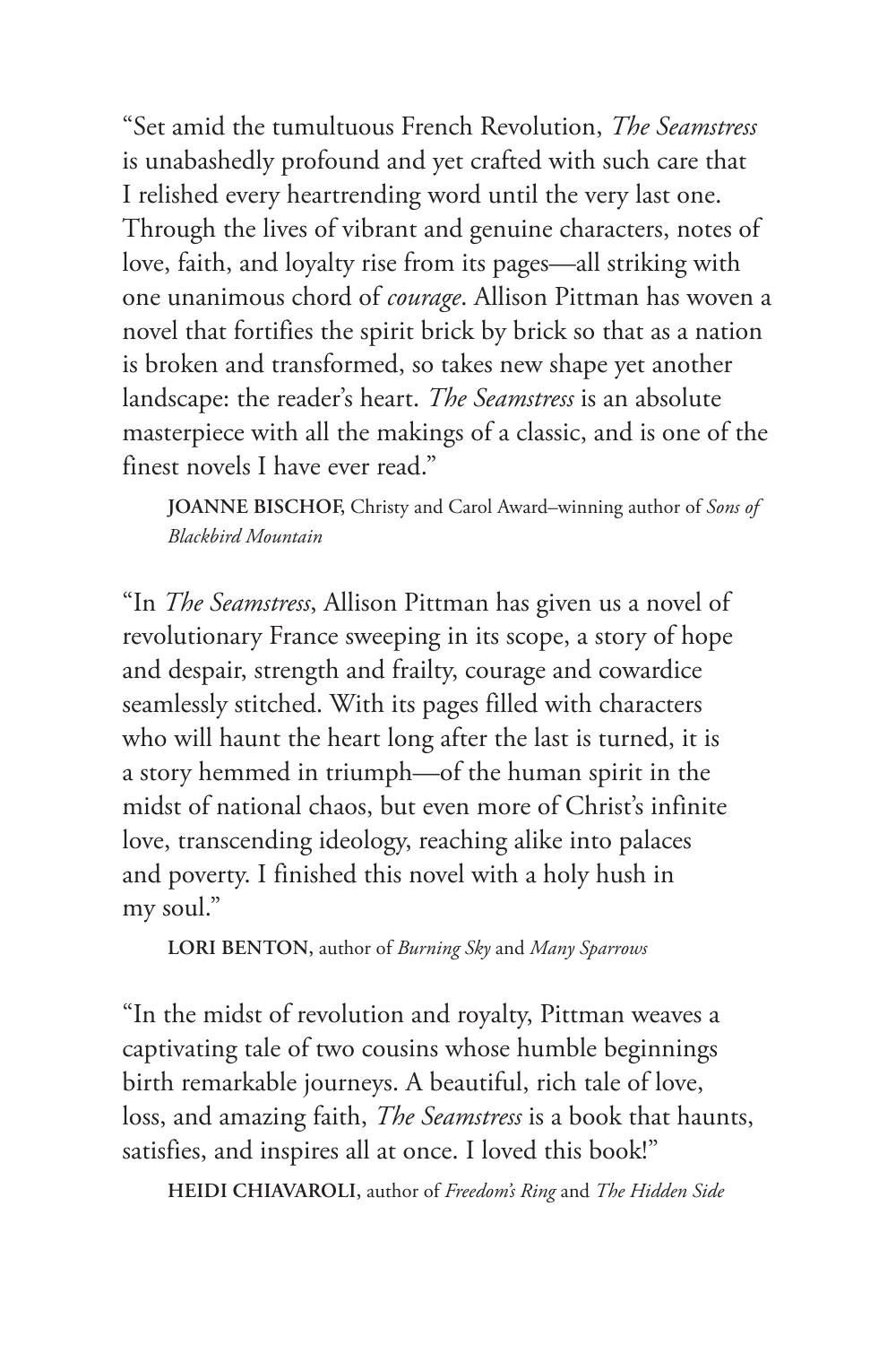"Set amid the tumultuous French Revolution, *The Seamstress* is unabashedly profound and yet crafted with such care that I relished every heartrending word until the very last one. Through the lives of vibrant and genuine characters, notes of love, faith, and loyalty rise from its pages—all striking with one unanimous chord of *courage*. Allison Pittman has woven a novel that fortifies the spirit brick by brick so that as a nation is broken and transformed, so takes new shape yet another landscape: the reader's heart. *The Seamstress* is an absolute masterpiece with all the makings of a classic, and is one of the finest novels I have ever read."

**JOANNE BISCHOF**, Christy and Carol Award–winning author of *Sons of Blackbird Mountain*

"In *The Seamstress*, Allison Pittman has given us a novel of revolutionary France sweeping in its scope, a story of hope and despair, strength and frailty, courage and cowardice seamlessly stitched. With its pages filled with characters who will haunt the heart long after the last is turned, it is a story hemmed in triumph—of the human spirit in the midst of national chaos, but even more of Christ's infinite love, transcending ideology, reaching alike into palaces and poverty. I finished this novel with a holy hush in my soul."

**LORI BENTON**, author of *Burning Sky* and *Many Sparrows*

"In the midst of revolution and royalty, Pittman weaves a captivating tale of two cousins whose humble beginnings birth remarkable journeys. A beautiful, rich tale of love, loss, and amazing faith, *The Seamstress* is a book that haunts, satisfies, and inspires all at once. I loved this book!"

**HEIDI CHIAVAROLI**, author of *Freedom's Ring* and *The Hidden Side*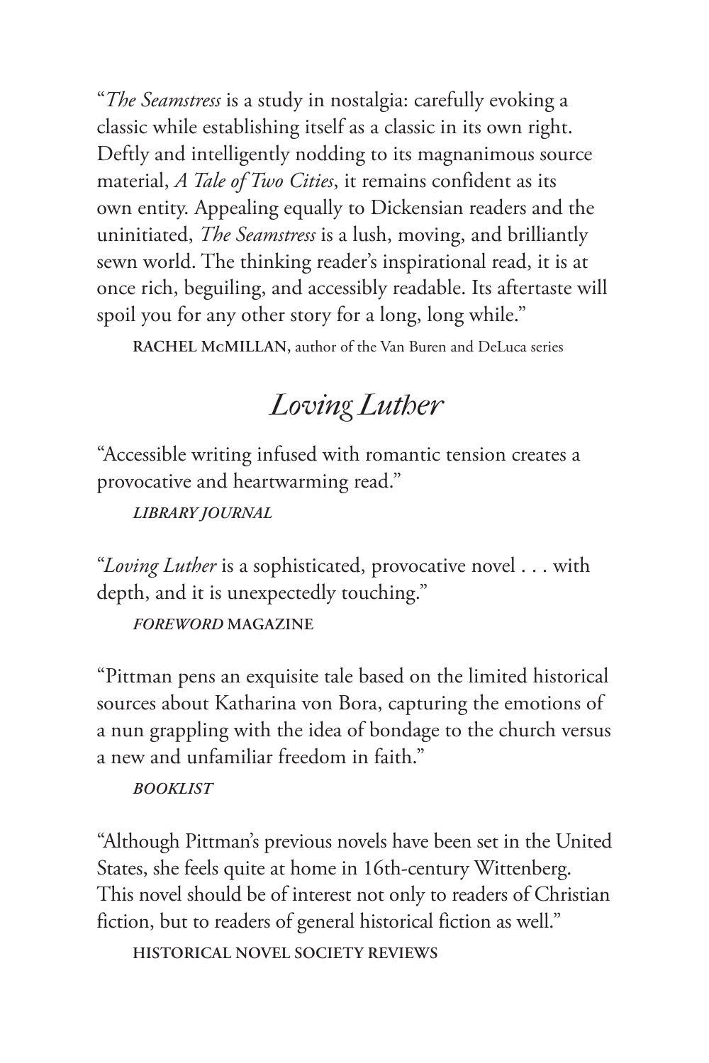"*The Seamstress* is a study in nostalgia: carefully evoking a classic while establishing itself as a classic in its own right. Deftly and intelligently nodding to its magnanimous source material, *A Tale of Two Cities*, it remains confident as its own entity. Appealing equally to Dickensian readers and the uninitiated, *The Seamstress* is a lush, moving, and brilliantly sewn world. The thinking reader's inspirational read, it is at once rich, beguiling, and accessibly readable. Its aftertaste will spoil you for any other story for a long, long while."

**RACHEL McMILLAN,** author of the Van Buren and DeLuca series

## *Loving Luther*

"Accessible writing infused with romantic tension creates a provocative and heartwarming read."

***LIBRARY JOURNAL***

"*Loving Luther* is a sophisticated, provocative novel . . . with depth, and it is unexpectedly touching."

***FOREWORD* MAGAZINE**

"Pittman pens an exquisite tale based on the limited historical sources about Katharina von Bora, capturing the emotions of a nun grappling with the idea of bondage to the church versus a new and unfamiliar freedom in faith."

***BOOKLIST***

"Although Pittman's previous novels have been set in the United States, she feels quite at home in 16th-century Wittenberg. This novel should be of interest not only to readers of Christian fiction, but to readers of general historical fiction as well."

**HISTORICAL NOVEL SOCIETY REVIEWS**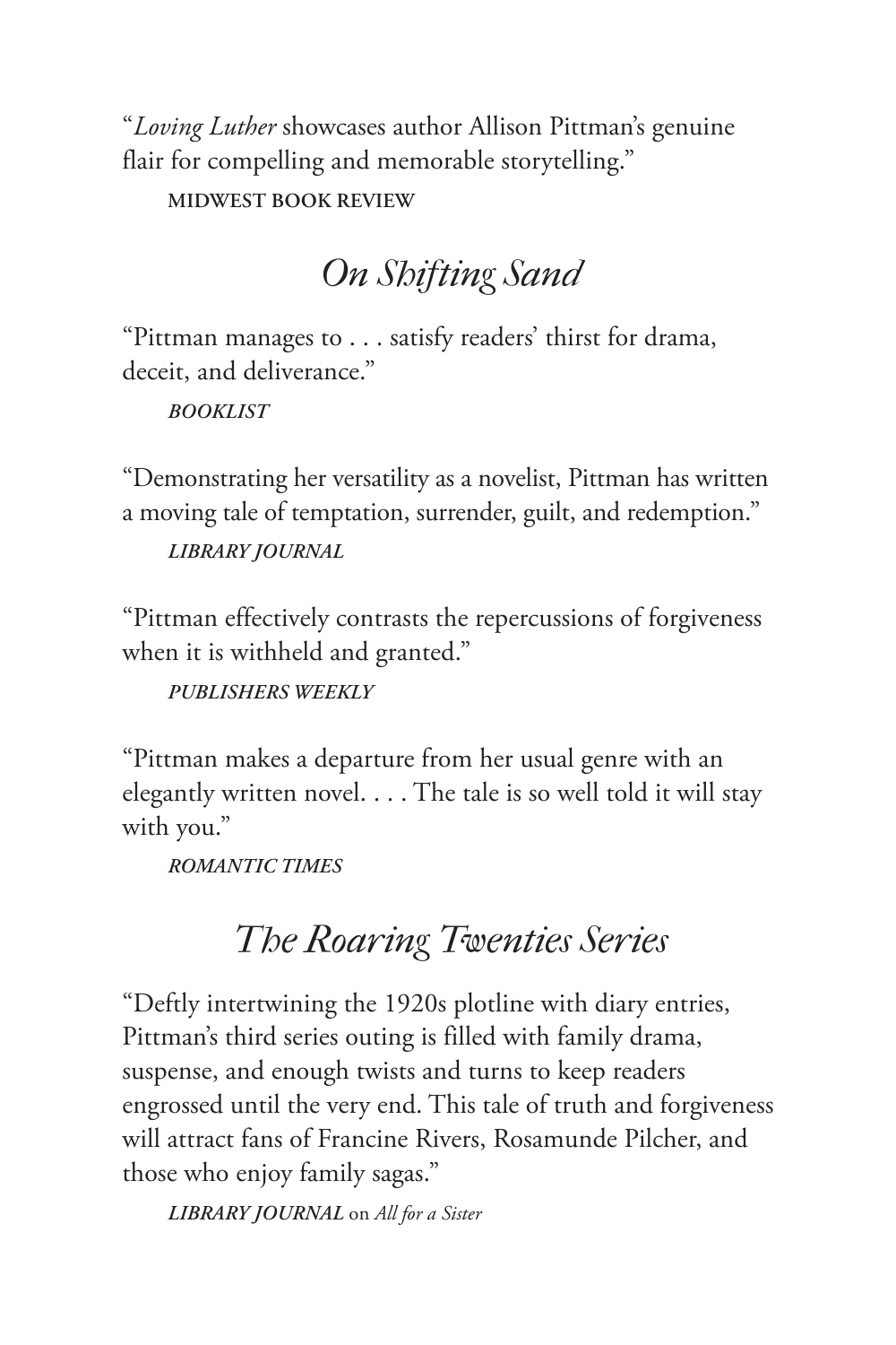"*Loving Luther* showcases author Allison Pittman's genuine flair for compelling and memorable storytelling."

**MIDWEST BOOK REVIEW**

## *On Shifting Sand*

"Pittman manages to . . . satisfy readers' thirst for drama, deceit, and deliverance."

***BOOKLIST***

"Demonstrating her versatility as a novelist, Pittman has written a moving tale of temptation, surrender, guilt, and redemption."

***LIBRARY JOURNAL***

"Pittman effectively contrasts the repercussions of forgiveness when it is withheld and granted."

***PUBLISHERS WEEKLY***

"Pittman makes a departure from her usual genre with an elegantly written novel. . . . The tale is so well told it will stay with you."

***ROMANTIC TIMES***

## *The Roaring Twenties Series*

"Deftly intertwining the 1920s plotline with diary entries, Pittman's third series outing is filled with family drama, suspense, and enough twists and turns to keep readers engrossed until the very end. This tale of truth and forgiveness will attract fans of Francine Rivers, Rosamunde Pilcher, and those who enjoy family sagas."

***LIBRARY JOURNAL*** on *All for a Sister*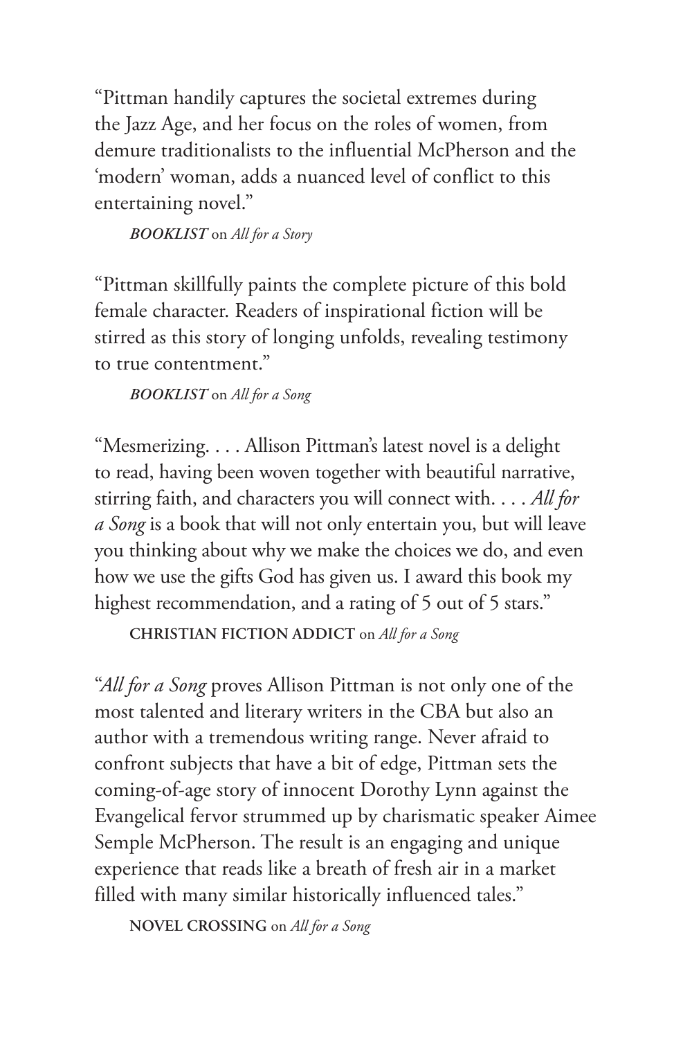"Pittman handily captures the societal extremes during the Jazz Age, and her focus on the roles of women, from demure traditionalists to the influential McPherson and the 'modern' woman, adds a nuanced level of conflict to this entertaining novel."

***BOOKLIST*** on *All for a Story*

"Pittman skillfully paints the complete picture of this bold female character. Readers of inspirational fiction will be stirred as this story of longing unfolds, revealing testimony to true contentment."

***BOOKLIST*** on *All for a Song*

"Mesmerizing. . . . Allison Pittman's latest novel is a delight to read, having been woven together with beautiful narrative, stirring faith, and characters you will connect with. . . . *All for a Song* is a book that will not only entertain you, but will leave you thinking about why we make the choices we do, and even how we use the gifts God has given us. I award this book my highest recommendation, and a rating of 5 out of 5 stars."

**CHRISTIAN FICTION ADDICT** on *All for a Song*

"*All for a Song* proves Allison Pittman is not only one of the most talented and literary writers in the CBA but also an author with a tremendous writing range. Never afraid to confront subjects that have a bit of edge, Pittman sets the coming-of-age story of innocent Dorothy Lynn against the Evangelical fervor strummed up by charismatic speaker Aimee Semple McPherson. The result is an engaging and unique experience that reads like a breath of fresh air in a market filled with many similar historically influenced tales."

**NOVEL CROSSING** on *All for a Song*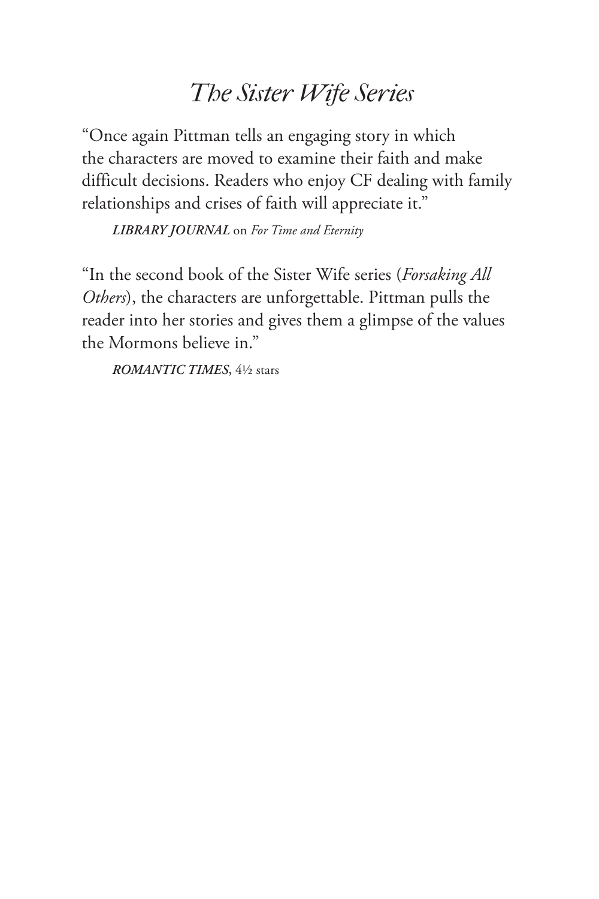# *The Sister Wife Series*

"Once again Pittman tells an engaging story in which the characters are moved to examine their faith and make difficult decisions. Readers who enjoy CF dealing with family relationships and crises of faith will appreciate it."

***LIBRARY JOURNAL*** on *For Time and Eternity*

"In the second book of the Sister Wife series (*Forsaking All Others*), the characters are unforgettable. Pittman pulls the reader into her stories and gives them a glimpse of the values the Mormons believe in."

***ROMANTIC TIMES***, 4½ stars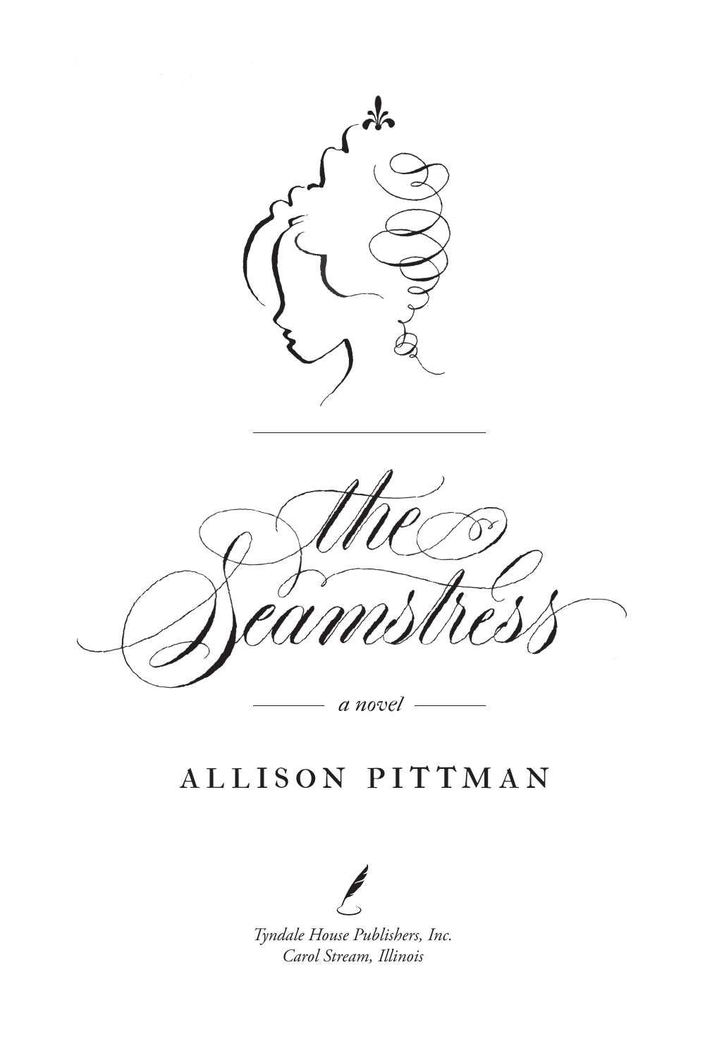# the Seamstress

*a novel*

ALLISON PITTMAN

*Tyndale House Publishers, Inc.*
*Carol Stream, Illinois*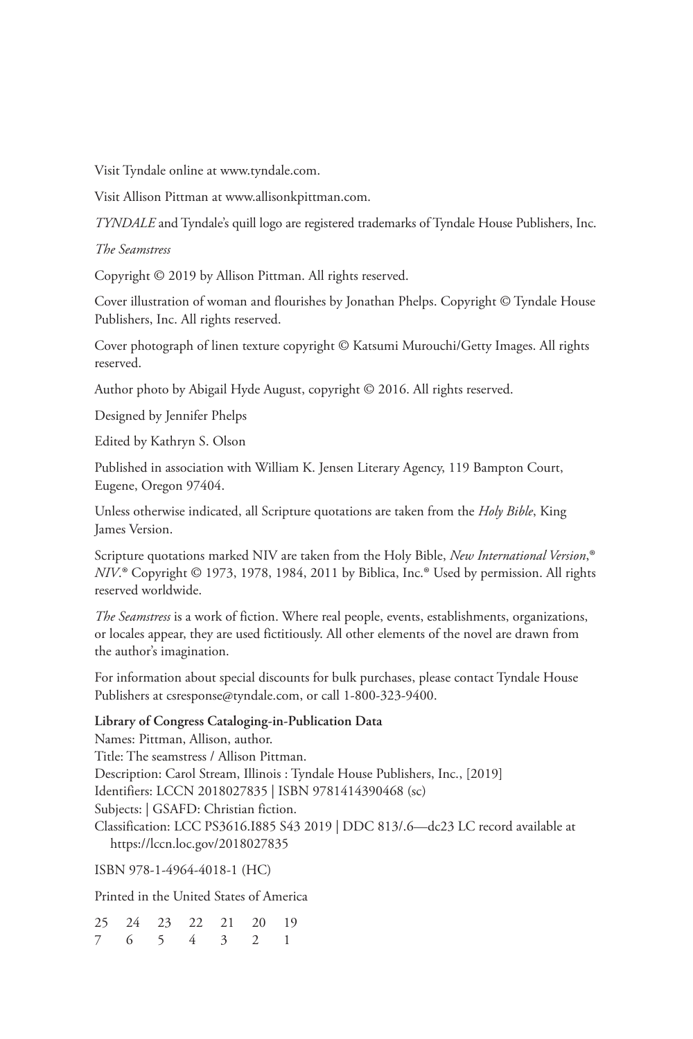Visit Tyndale online at www.tyndale.com.

Visit Allison Pittman at www.allisonkpittman.com.

*TYNDALE* and Tyndale's quill logo are registered trademarks of Tyndale House Publishers, Inc.

*The Seamstress*

Copyright © 2019 by Allison Pittman. All rights reserved.

Cover illustration of woman and flourishes by Jonathan Phelps. Copyright © Tyndale House Publishers, Inc. All rights reserved.

Cover photograph of linen texture copyright © Katsumi Murouchi/Getty Images. All rights reserved.

Author photo by Abigail Hyde August, copyright © 2016. All rights reserved.

Designed by Jennifer Phelps

Edited by Kathryn S. Olson

Published in association with William K. Jensen Literary Agency, 119 Bampton Court, Eugene, Oregon 97404.

Unless otherwise indicated, all Scripture quotations are taken from the *Holy Bible*, King James Version.

Scripture quotations marked NIV are taken from the Holy Bible, *New International Version*,® *NIV*.® Copyright © 1973, 1978, 1984, 2011 by Biblica, Inc.® Used by permission. All rights reserved worldwide.

*The Seamstress* is a work of fiction. Where real people, events, establishments, organizations, or locales appear, they are used fictitiously. All other elements of the novel are drawn from the author's imagination.

For information about special discounts for bulk purchases, please contact Tyndale House Publishers at csresponse@tyndale.com, or call 1-800-323-9400.

**Library of Congress Cataloging-in-Publication Data**

Names: Pittman, Allison, author.
Title: The seamstress / Allison Pittman.
Description: Carol Stream, Illinois : Tyndale House Publishers, Inc., [2019]
Identifiers: LCCN 2018027835 | ISBN 9781414390468 (sc)
Subjects: | GSAFD: Christian fiction.
Classification: LCC PS3616.I885 S43 2019 | DDC 813/.6—dc23 LC record available at https://lccn.loc.gov/2018027835

ISBN 978-1-4964-4018-1 (HC)

Printed in the United States of America

25 24 23 22 21 20 19
7 6 5 4 3 2 1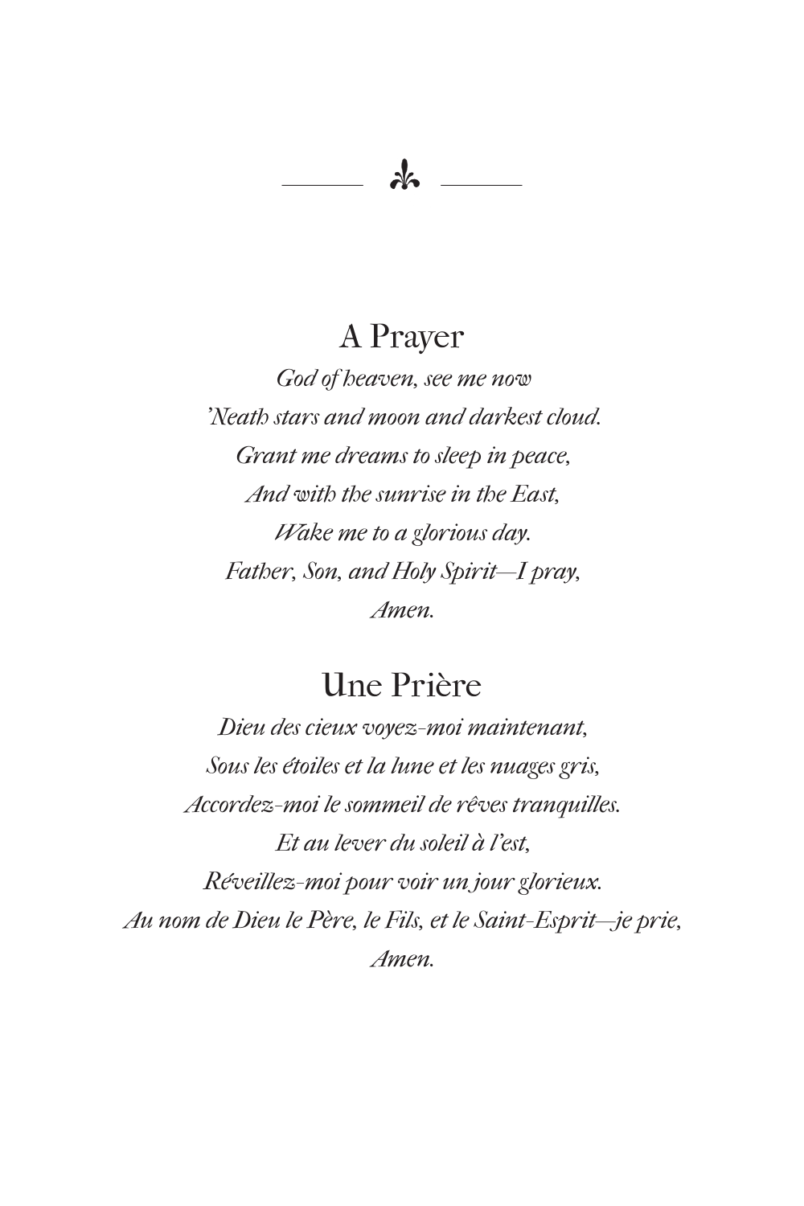## A Prayer

*God of heaven, see me now*
*'Neath stars and moon and darkest cloud.*
*Grant me dreams to sleep in peace,*
*And with the sunrise in the East,*
*Wake me to a glorious day.*
*Father, Son, and Holy Spirit—I pray,*
*Amen.*

## Une Prière

*Dieu des cieux voyez-moi maintenant,*
*Sous les étoiles et la lune et les nuages gris,*
*Accordez-moi le sommeil de rêves tranquilles.*
*Et au lever du soleil à l'est,*
*Réveillez-moi pour voir un jour glorieux.*
*Au nom de Dieu le Père, le Fils, et le Saint-Esprit—je prie,*
*Amen.*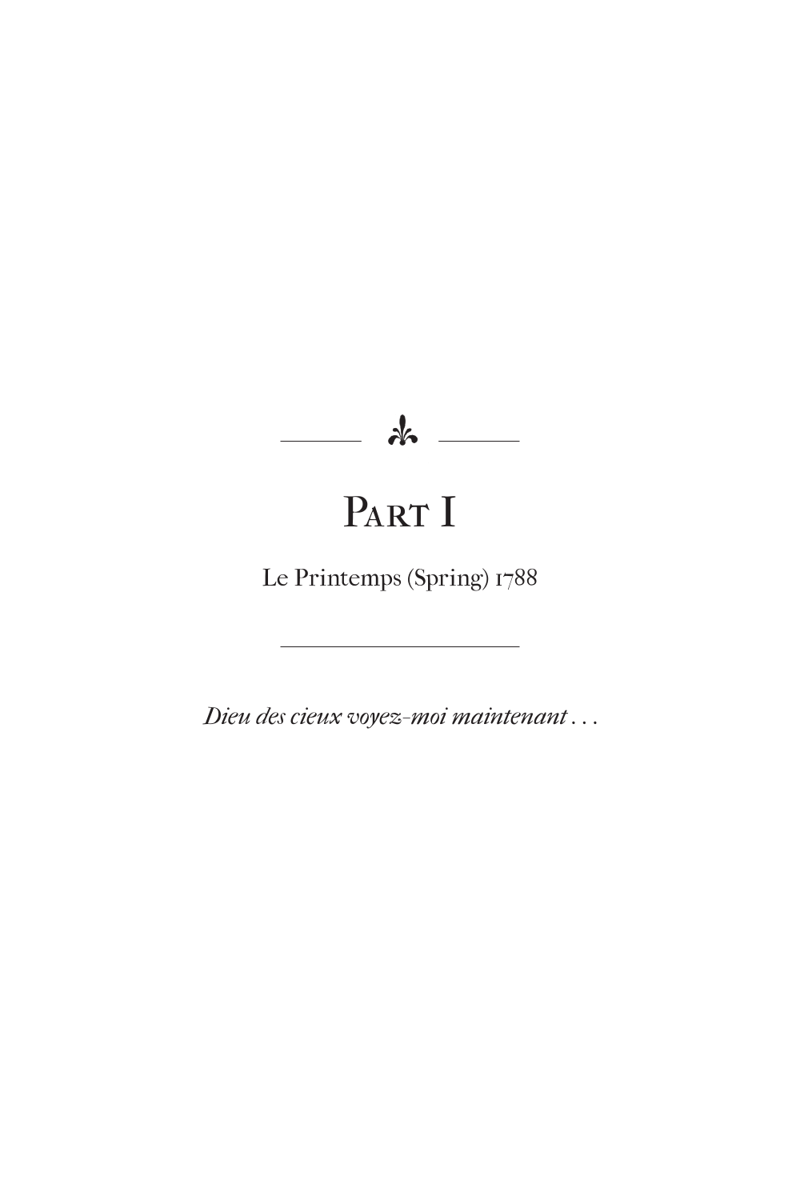# Part I

Le Printemps (Spring) 1788

---

*Dieu des cieux voyez-moi maintenant . . .*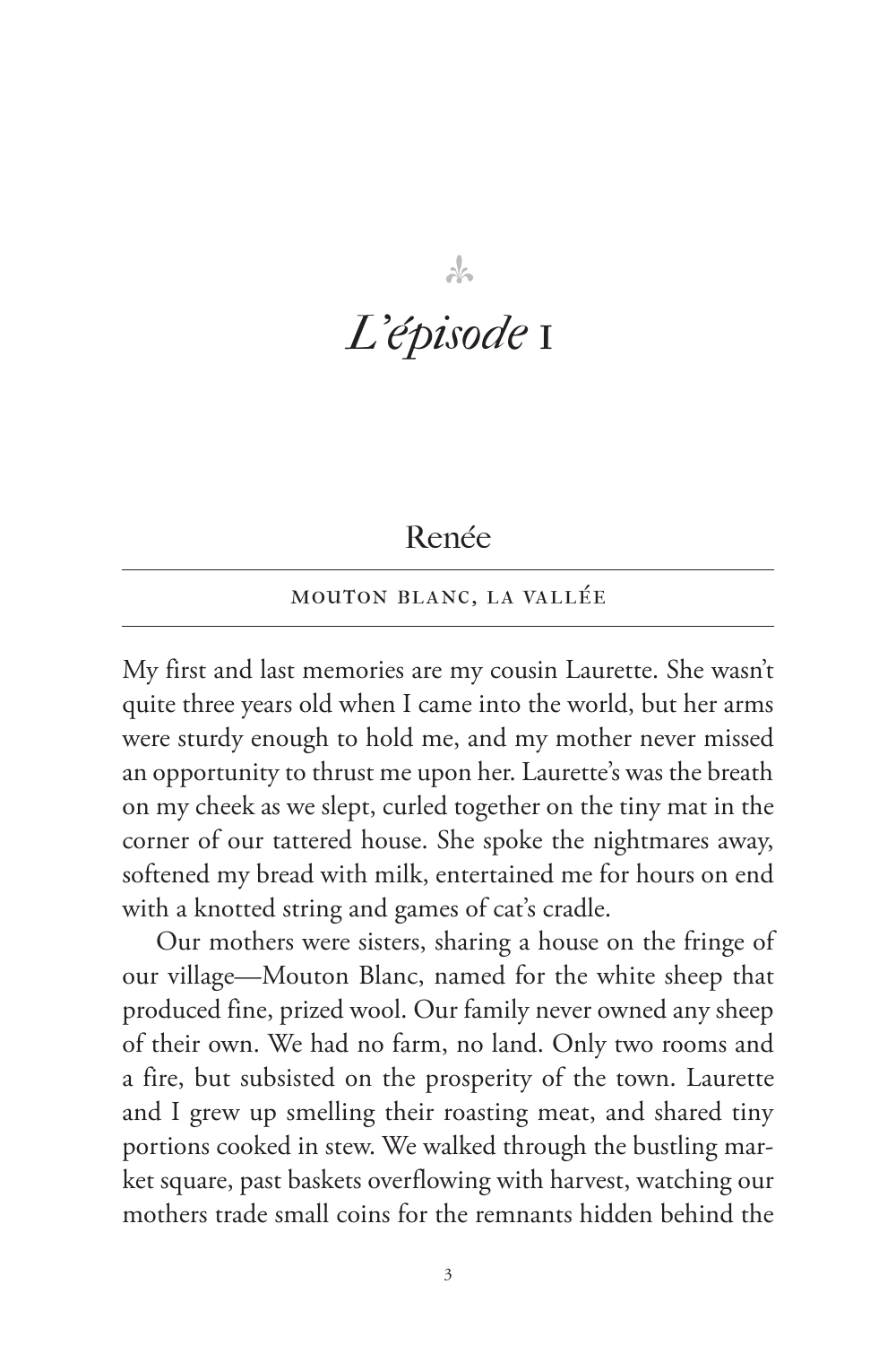# *L'épisode* 1

## Renée

MOUTON BLANC, LA VALLÉE

My first and last memories are my cousin Laurette. She wasn't quite three years old when I came into the world, but her arms were sturdy enough to hold me, and my mother never missed an opportunity to thrust me upon her. Laurette's was the breath on my cheek as we slept, curled together on the tiny mat in the corner of our tattered house. She spoke the nightmares away, softened my bread with milk, entertained me for hours on end with a knotted string and games of cat's cradle.

Our mothers were sisters, sharing a house on the fringe of our village—Mouton Blanc, named for the white sheep that produced fine, prized wool. Our family never owned any sheep of their own. We had no farm, no land. Only two rooms and a fire, but subsisted on the prosperity of the town. Laurette and I grew up smelling their roasting meat, and shared tiny portions cooked in stew. We walked through the bustling market square, past baskets overflowing with harvest, watching our mothers trade small coins for the remnants hidden behind the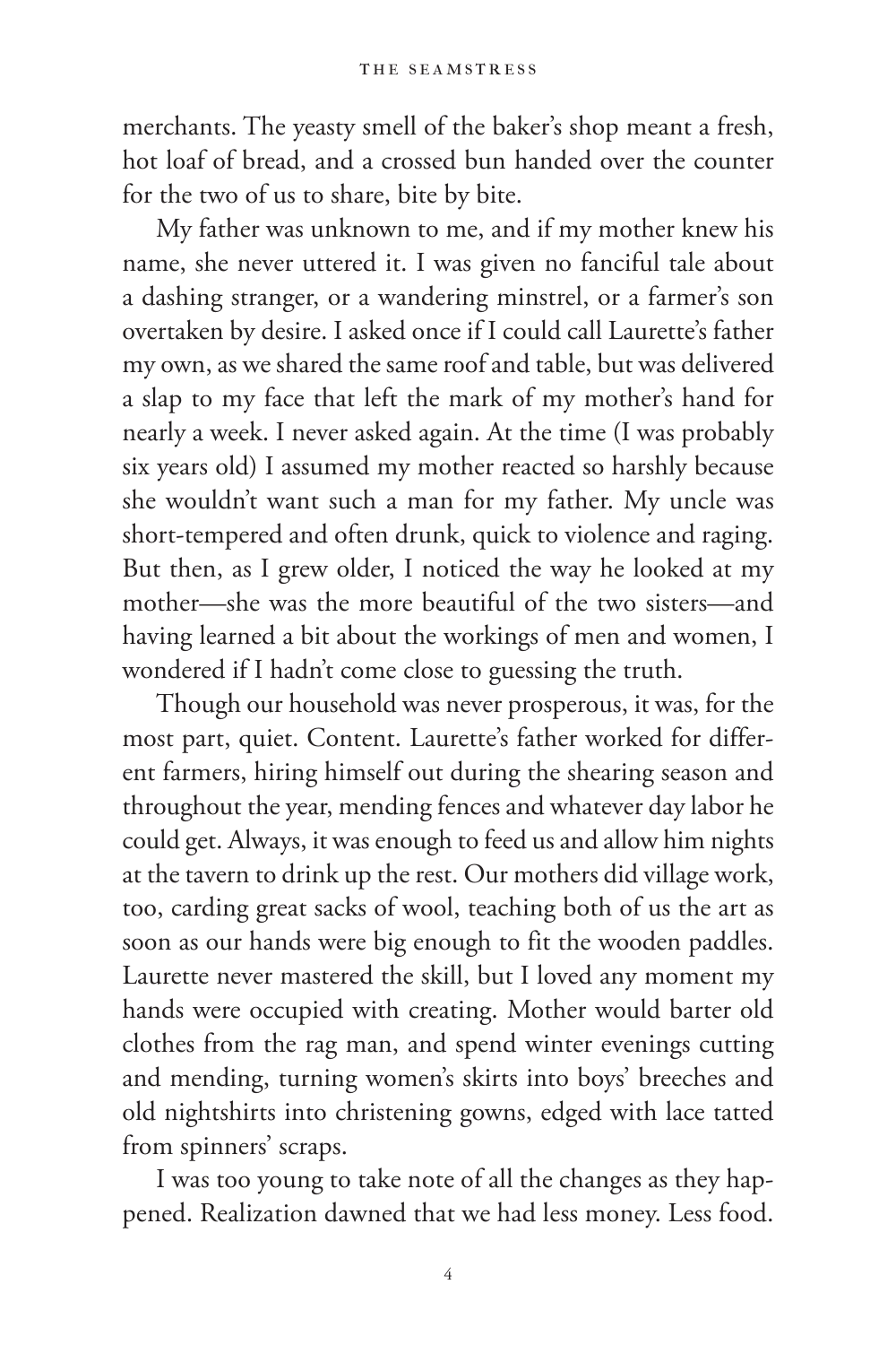merchants. The yeasty smell of the baker's shop meant a fresh, hot loaf of bread, and a crossed bun handed over the counter for the two of us to share, bite by bite.

My father was unknown to me, and if my mother knew his name, she never uttered it. I was given no fanciful tale about a dashing stranger, or a wandering minstrel, or a farmer's son overtaken by desire. I asked once if I could call Laurette's father my own, as we shared the same roof and table, but was delivered a slap to my face that left the mark of my mother's hand for nearly a week. I never asked again. At the time (I was probably six years old) I assumed my mother reacted so harshly because she wouldn't want such a man for my father. My uncle was short-tempered and often drunk, quick to violence and raging. But then, as I grew older, I noticed the way he looked at my mother—she was the more beautiful of the two sisters—and having learned a bit about the workings of men and women, I wondered if I hadn't come close to guessing the truth.

Though our household was never prosperous, it was, for the most part, quiet. Content. Laurette's father worked for different farmers, hiring himself out during the shearing season and throughout the year, mending fences and whatever day labor he could get. Always, it was enough to feed us and allow him nights at the tavern to drink up the rest. Our mothers did village work, too, carding great sacks of wool, teaching both of us the art as soon as our hands were big enough to fit the wooden paddles. Laurette never mastered the skill, but I loved any moment my hands were occupied with creating. Mother would barter old clothes from the rag man, and spend winter evenings cutting and mending, turning women's skirts into boys' breeches and old nightshirts into christening gowns, edged with lace tatted from spinners' scraps.

I was too young to take note of all the changes as they happened. Realization dawned that we had less money. Less food.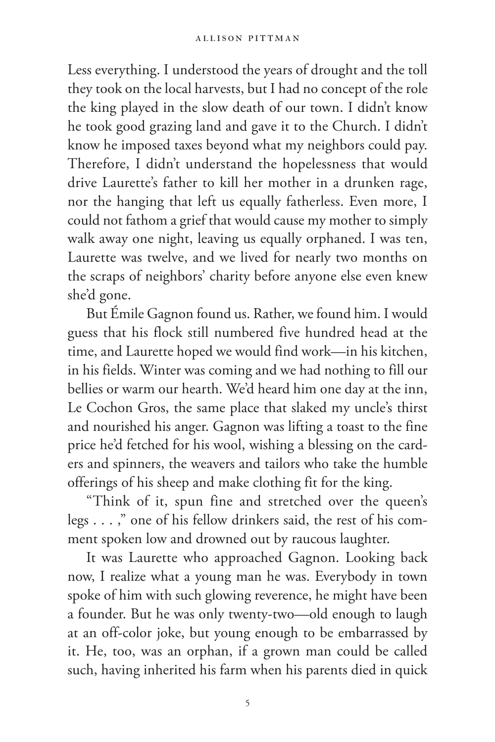Less everything. I understood the years of drought and the toll they took on the local harvests, but I had no concept of the role the king played in the slow death of our town. I didn't know he took good grazing land and gave it to the Church. I didn't know he imposed taxes beyond what my neighbors could pay. Therefore, I didn't understand the hopelessness that would drive Laurette's father to kill her mother in a drunken rage, nor the hanging that left us equally fatherless. Even more, I could not fathom a grief that would cause my mother to simply walk away one night, leaving us equally orphaned. I was ten, Laurette was twelve, and we lived for nearly two months on the scraps of neighbors' charity before anyone else even knew she'd gone.

But Émile Gagnon found us. Rather, we found him. I would guess that his flock still numbered five hundred head at the time, and Laurette hoped we would find work—in his kitchen, in his fields. Winter was coming and we had nothing to fill our bellies or warm our hearth. We'd heard him one day at the inn, Le Cochon Gros, the same place that slaked my uncle's thirst and nourished his anger. Gagnon was lifting a toast to the fine price he'd fetched for his wool, wishing a blessing on the carders and spinners, the weavers and tailors who take the humble offerings of his sheep and make clothing fit for the king.

"Think of it, spun fine and stretched over the queen's legs . . . ," one of his fellow drinkers said, the rest of his comment spoken low and drowned out by raucous laughter.

It was Laurette who approached Gagnon. Looking back now, I realize what a young man he was. Everybody in town spoke of him with such glowing reverence, he might have been a founder. But he was only twenty-two—old enough to laugh at an off-color joke, but young enough to be embarrassed by it. He, too, was an orphan, if a grown man could be called such, having inherited his farm when his parents died in quick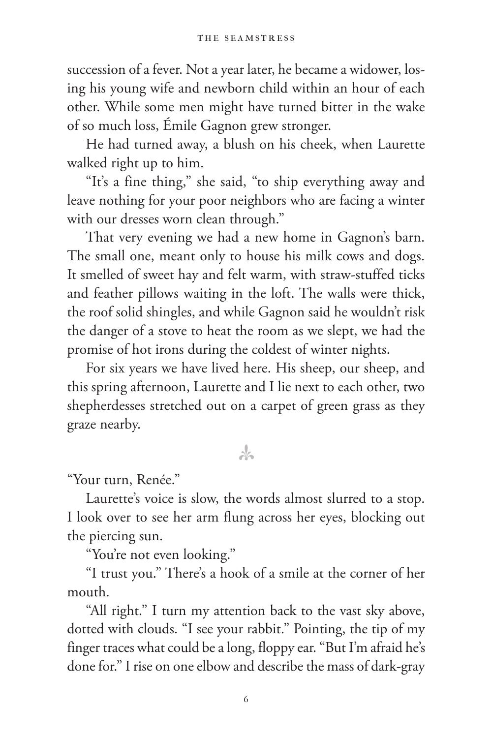succession of a fever. Not a year later, he became a widower, losing his young wife and newborn child within an hour of each other. While some men might have turned bitter in the wake of so much loss, Émile Gagnon grew stronger.

He had turned away, a blush on his cheek, when Laurette walked right up to him.

"It's a fine thing," she said, "to ship everything away and leave nothing for your poor neighbors who are facing a winter with our dresses worn clean through."

That very evening we had a new home in Gagnon's barn. The small one, meant only to house his milk cows and dogs. It smelled of sweet hay and felt warm, with straw-stuffed ticks and feather pillows waiting in the loft. The walls were thick, the roof solid shingles, and while Gagnon said he wouldn't risk the danger of a stove to heat the room as we slept, we had the promise of hot irons during the coldest of winter nights.

For six years we have lived here. His sheep, our sheep, and this spring afternoon, Laurette and I lie next to each other, two shepherdesses stretched out on a carpet of green grass as they graze nearby.

⚜

"Your turn, Renée."

Laurette's voice is slow, the words almost slurred to a stop. I look over to see her arm flung across her eyes, blocking out the piercing sun.

"You're not even looking."

"I trust you." There's a hook of a smile at the corner of her mouth.

"All right." I turn my attention back to the vast sky above, dotted with clouds. "I see your rabbit." Pointing, the tip of my finger traces what could be a long, floppy ear. "But I'm afraid he's done for." I rise on one elbow and describe the mass of dark-gray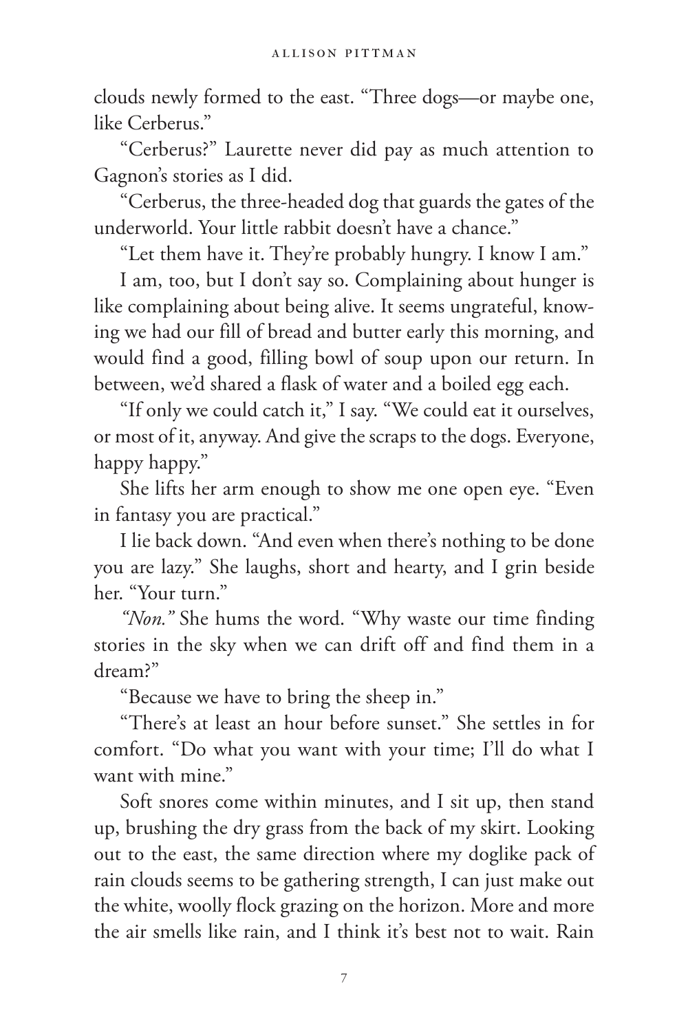clouds newly formed to the east. "Three dogs—or maybe one, like Cerberus."

"Cerberus?" Laurette never did pay as much attention to Gagnon's stories as I did.

"Cerberus, the three-headed dog that guards the gates of the underworld. Your little rabbit doesn't have a chance."

"Let them have it. They're probably hungry. I know I am."

I am, too, but I don't say so. Complaining about hunger is like complaining about being alive. It seems ungrateful, knowing we had our fill of bread and butter early this morning, and would find a good, filling bowl of soup upon our return. In between, we'd shared a flask of water and a boiled egg each.

"If only we could catch it," I say. "We could eat it ourselves, or most of it, anyway. And give the scraps to the dogs. Everyone, happy happy."

She lifts her arm enough to show me one open eye. "Even in fantasy you are practical."

I lie back down. "And even when there's nothing to be done you are lazy." She laughs, short and hearty, and I grin beside her. "Your turn."

*"Non."* She hums the word. "Why waste our time finding stories in the sky when we can drift off and find them in a dream?"

"Because we have to bring the sheep in."

"There's at least an hour before sunset." She settles in for comfort. "Do what you want with your time; I'll do what I want with mine."

Soft snores come within minutes, and I sit up, then stand up, brushing the dry grass from the back of my skirt. Looking out to the east, the same direction where my doglike pack of rain clouds seems to be gathering strength, I can just make out the white, woolly flock grazing on the horizon. More and more the air smells like rain, and I think it's best not to wait. Rain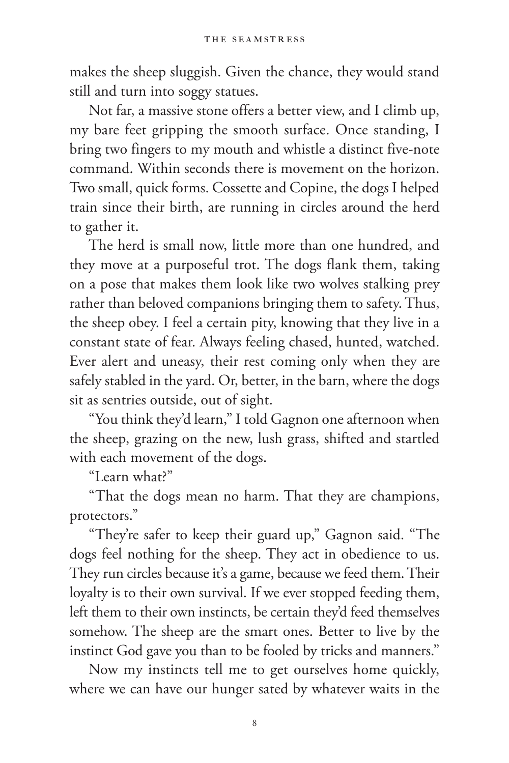makes the sheep sluggish. Given the chance, they would stand still and turn into soggy statues.

Not far, a massive stone offers a better view, and I climb up, my bare feet gripping the smooth surface. Once standing, I bring two fingers to my mouth and whistle a distinct five-note command. Within seconds there is movement on the horizon. Two small, quick forms. Cossette and Copine, the dogs I helped train since their birth, are running in circles around the herd to gather it.

The herd is small now, little more than one hundred, and they move at a purposeful trot. The dogs flank them, taking on a pose that makes them look like two wolves stalking prey rather than beloved companions bringing them to safety. Thus, the sheep obey. I feel a certain pity, knowing that they live in a constant state of fear. Always feeling chased, hunted, watched. Ever alert and uneasy, their rest coming only when they are safely stabled in the yard. Or, better, in the barn, where the dogs sit as sentries outside, out of sight.

"You think they'd learn," I told Gagnon one afternoon when the sheep, grazing on the new, lush grass, shifted and startled with each movement of the dogs.

"Learn what?"

"That the dogs mean no harm. That they are champions, protectors."

"They're safer to keep their guard up," Gagnon said. "The dogs feel nothing for the sheep. They act in obedience to us. They run circles because it's a game, because we feed them. Their loyalty is to their own survival. If we ever stopped feeding them, left them to their own instincts, be certain they'd feed themselves somehow. The sheep are the smart ones. Better to live by the instinct God gave you than to be fooled by tricks and manners."

Now my instincts tell me to get ourselves home quickly, where we can have our hunger sated by whatever waits in the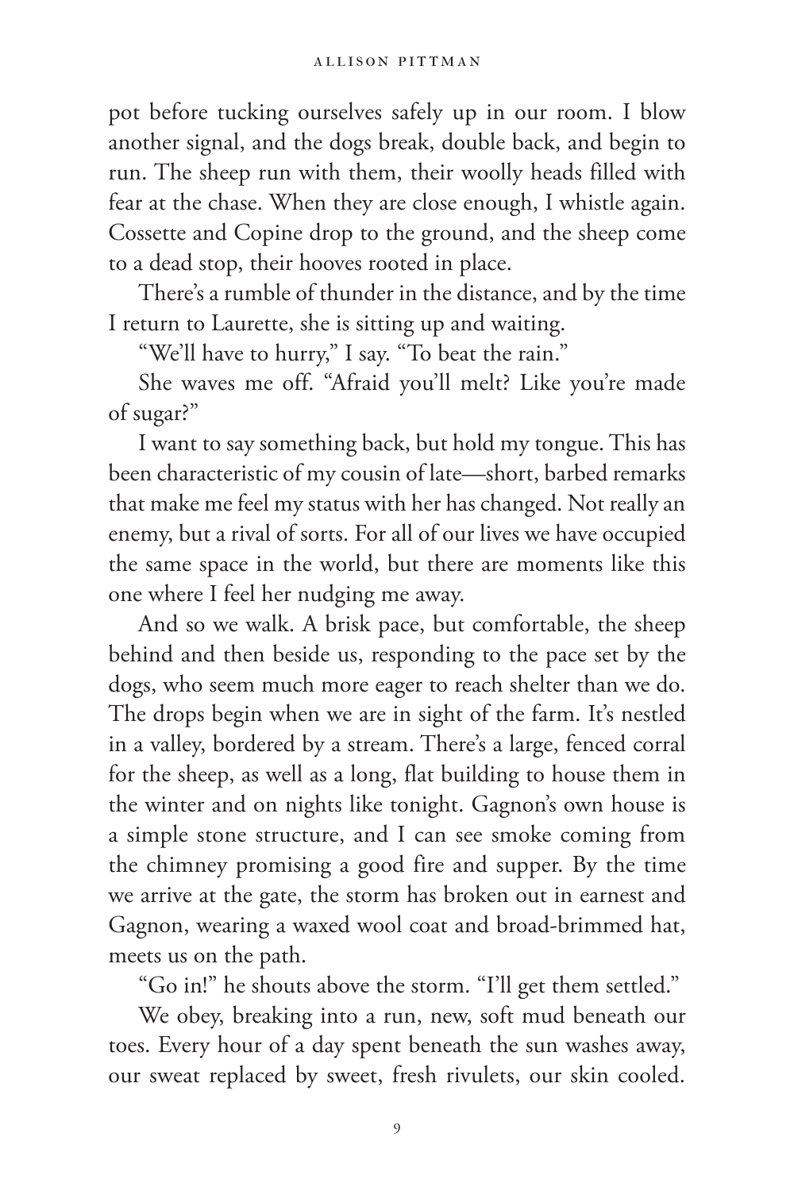pot before tucking ourselves safely up in our room. I blow another signal, and the dogs break, double back, and begin to run. The sheep run with them, their woolly heads filled with fear at the chase. When they are close enough, I whistle again. Cossette and Copine drop to the ground, and the sheep come to a dead stop, their hooves rooted in place.

There's a rumble of thunder in the distance, and by the time I return to Laurette, she is sitting up and waiting.

"We'll have to hurry," I say. "To beat the rain."

She waves me off. "Afraid you'll melt? Like you're made of sugar?"

I want to say something back, but hold my tongue. This has been characteristic of my cousin of late—short, barbed remarks that make me feel my status with her has changed. Not really an enemy, but a rival of sorts. For all of our lives we have occupied the same space in the world, but there are moments like this one where I feel her nudging me away.

And so we walk. A brisk pace, but comfortable, the sheep behind and then beside us, responding to the pace set by the dogs, who seem much more eager to reach shelter than we do. The drops begin when we are in sight of the farm. It's nestled in a valley, bordered by a stream. There's a large, fenced corral for the sheep, as well as a long, flat building to house them in the winter and on nights like tonight. Gagnon's own house is a simple stone structure, and I can see smoke coming from the chimney promising a good fire and supper. By the time we arrive at the gate, the storm has broken out in earnest and Gagnon, wearing a waxed wool coat and broad-brimmed hat, meets us on the path.

"Go in!" he shouts above the storm. "I'll get them settled."

We obey, breaking into a run, new, soft mud beneath our toes. Every hour of a day spent beneath the sun washes away, our sweat replaced by sweet, fresh rivulets, our skin cooled.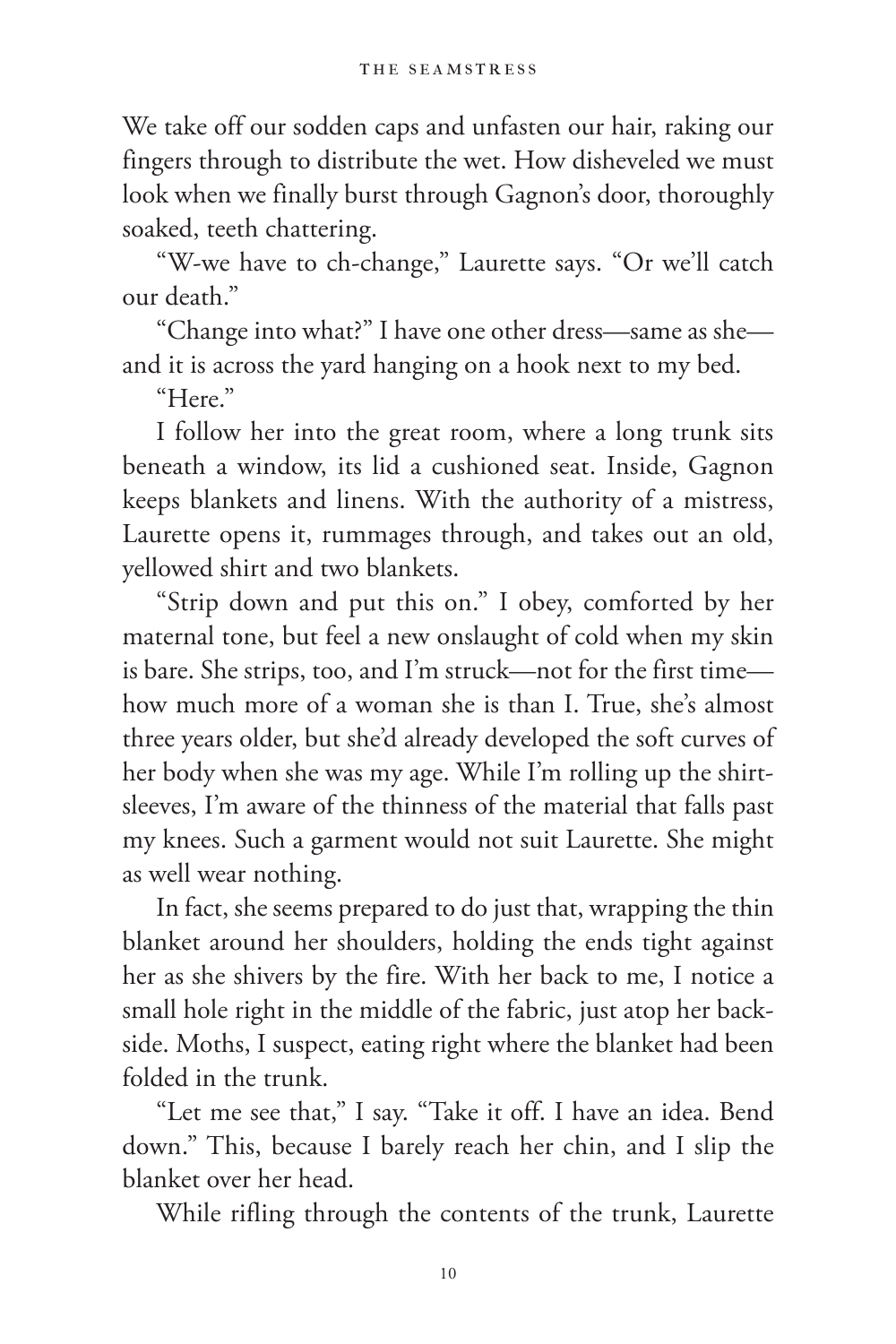We take off our sodden caps and unfasten our hair, raking our fingers through to distribute the wet. How disheveled we must look when we finally burst through Gagnon's door, thoroughly soaked, teeth chattering.

"W-we have to ch-change," Laurette says. "Or we'll catch our death."

"Change into what?" I have one other dress—same as she—and it is across the yard hanging on a hook next to my bed.

"Here."

I follow her into the great room, where a long trunk sits beneath a window, its lid a cushioned seat. Inside, Gagnon keeps blankets and linens. With the authority of a mistress, Laurette opens it, rummages through, and takes out an old, yellowed shirt and two blankets.

"Strip down and put this on." I obey, comforted by her maternal tone, but feel a new onslaught of cold when my skin is bare. She strips, too, and I'm struck—not for the first time—how much more of a woman she is than I. True, she's almost three years older, but she'd already developed the soft curves of her body when she was my age. While I'm rolling up the shirtsleeves, I'm aware of the thinness of the material that falls past my knees. Such a garment would not suit Laurette. She might as well wear nothing.

In fact, she seems prepared to do just that, wrapping the thin blanket around her shoulders, holding the ends tight against her as she shivers by the fire. With her back to me, I notice a small hole right in the middle of the fabric, just atop her backside. Moths, I suspect, eating right where the blanket had been folded in the trunk.

"Let me see that," I say. "Take it off. I have an idea. Bend down." This, because I barely reach her chin, and I slip the blanket over her head.

While rifling through the contents of the trunk, Laurette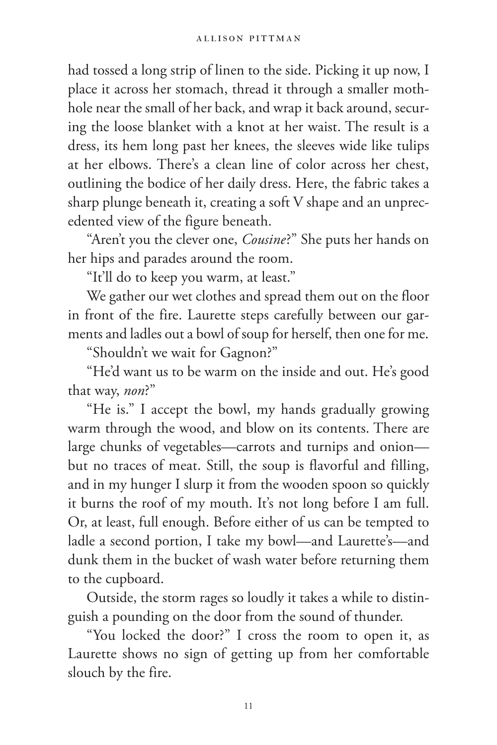had tossed a long strip of linen to the side. Picking it up now, I place it across her stomach, thread it through a smaller moth-hole near the small of her back, and wrap it back around, securing the loose blanket with a knot at her waist. The result is a dress, its hem long past her knees, the sleeves wide like tulips at her elbows. There's a clean line of color across her chest, outlining the bodice of her daily dress. Here, the fabric takes a sharp plunge beneath it, creating a soft V shape and an unprecedented view of the figure beneath.

"Aren't you the clever one, *Cousine*?" She puts her hands on her hips and parades around the room.

"It'll do to keep you warm, at least."

We gather our wet clothes and spread them out on the floor in front of the fire. Laurette steps carefully between our garments and ladles out a bowl of soup for herself, then one for me.

"Shouldn't we wait for Gagnon?"

"He'd want us to be warm on the inside and out. He's good that way, *non*?"

"He is." I accept the bowl, my hands gradually growing warm through the wood, and blow on its contents. There are large chunks of vegetables—carrots and turnips and onion—but no traces of meat. Still, the soup is flavorful and filling, and in my hunger I slurp it from the wooden spoon so quickly it burns the roof of my mouth. It's not long before I am full. Or, at least, full enough. Before either of us can be tempted to ladle a second portion, I take my bowl—and Laurette's—and dunk them in the bucket of wash water before returning them to the cupboard.

Outside, the storm rages so loudly it takes a while to distinguish a pounding on the door from the sound of thunder.

"You locked the door?" I cross the room to open it, as Laurette shows no sign of getting up from her comfortable slouch by the fire.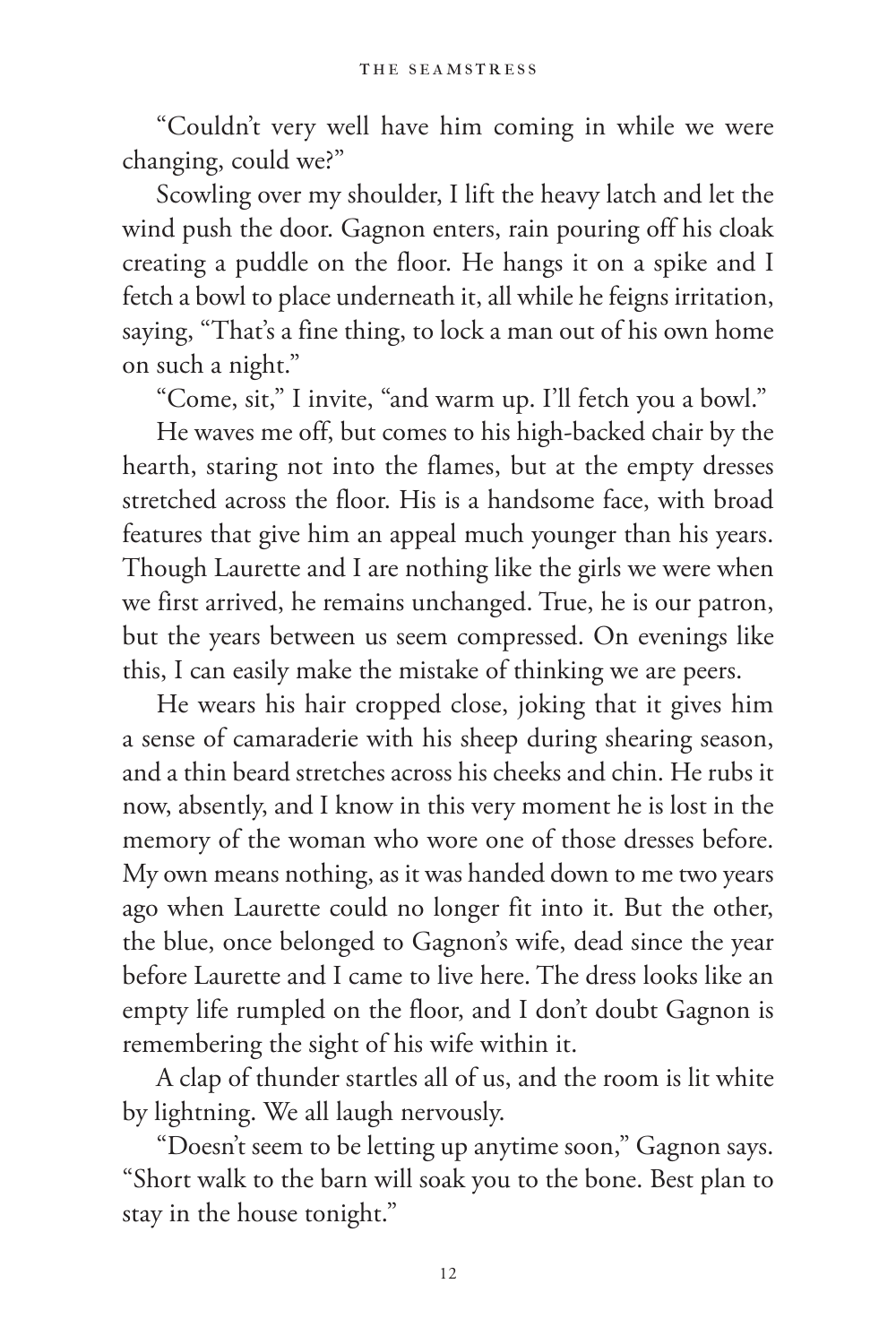"Couldn't very well have him coming in while we were changing, could we?"

Scowling over my shoulder, I lift the heavy latch and let the wind push the door. Gagnon enters, rain pouring off his cloak creating a puddle on the floor. He hangs it on a spike and I fetch a bowl to place underneath it, all while he feigns irritation, saying, "That's a fine thing, to lock a man out of his own home on such a night."

"Come, sit," I invite, "and warm up. I'll fetch you a bowl."

He waves me off, but comes to his high-backed chair by the hearth, staring not into the flames, but at the empty dresses stretched across the floor. His is a handsome face, with broad features that give him an appeal much younger than his years. Though Laurette and I are nothing like the girls we were when we first arrived, he remains unchanged. True, he is our patron, but the years between us seem compressed. On evenings like this, I can easily make the mistake of thinking we are peers.

He wears his hair cropped close, joking that it gives him a sense of camaraderie with his sheep during shearing season, and a thin beard stretches across his cheeks and chin. He rubs it now, absently, and I know in this very moment he is lost in the memory of the woman who wore one of those dresses before. My own means nothing, as it was handed down to me two years ago when Laurette could no longer fit into it. But the other, the blue, once belonged to Gagnon's wife, dead since the year before Laurette and I came to live here. The dress looks like an empty life rumpled on the floor, and I don't doubt Gagnon is remembering the sight of his wife within it.

A clap of thunder startles all of us, and the room is lit white by lightning. We all laugh nervously.

"Doesn't seem to be letting up anytime soon," Gagnon says. "Short walk to the barn will soak you to the bone. Best plan to stay in the house tonight."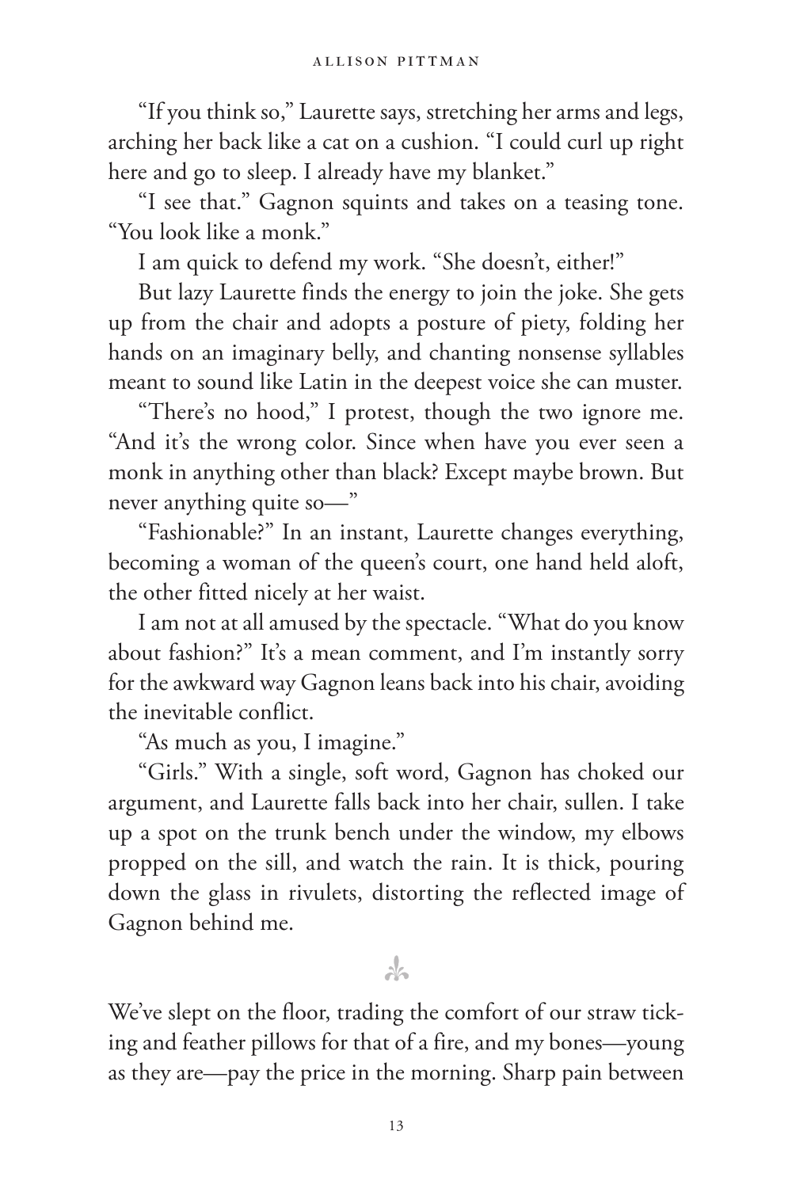"If you think so," Laurette says, stretching her arms and legs, arching her back like a cat on a cushion. "I could curl up right here and go to sleep. I already have my blanket."

"I see that." Gagnon squints and takes on a teasing tone. "You look like a monk."

I am quick to defend my work. "She doesn't, either!"

But lazy Laurette finds the energy to join the joke. She gets up from the chair and adopts a posture of piety, folding her hands on an imaginary belly, and chanting nonsense syllables meant to sound like Latin in the deepest voice she can muster.

"There's no hood," I protest, though the two ignore me. "And it's the wrong color. Since when have you ever seen a monk in anything other than black? Except maybe brown. But never anything quite so—"

"Fashionable?" In an instant, Laurette changes everything, becoming a woman of the queen's court, one hand held aloft, the other fitted nicely at her waist.

I am not at all amused by the spectacle. "What do you know about fashion?" It's a mean comment, and I'm instantly sorry for the awkward way Gagnon leans back into his chair, avoiding the inevitable conflict.

"As much as you, I imagine."

"Girls." With a single, soft word, Gagnon has choked our argument, and Laurette falls back into her chair, sullen. I take up a spot on the trunk bench under the window, my elbows propped on the sill, and watch the rain. It is thick, pouring down the glass in rivulets, distorting the reflected image of Gagnon behind me.

⁂

We've slept on the floor, trading the comfort of our straw ticking and feather pillows for that of a fire, and my bones—young as they are—pay the price in the morning. Sharp pain between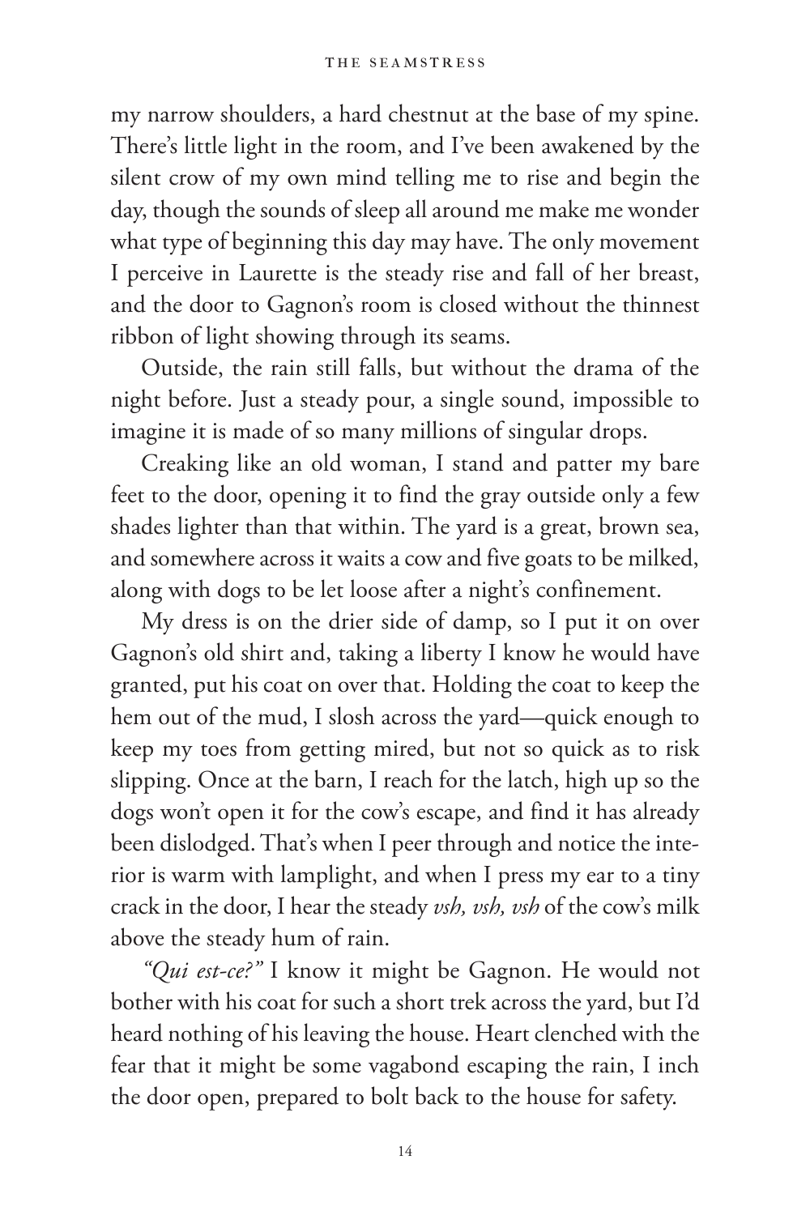my narrow shoulders, a hard chestnut at the base of my spine. There's little light in the room, and I've been awakened by the silent crow of my own mind telling me to rise and begin the day, though the sounds of sleep all around me make me wonder what type of beginning this day may have. The only movement I perceive in Laurette is the steady rise and fall of her breast, and the door to Gagnon's room is closed without the thinnest ribbon of light showing through its seams.

Outside, the rain still falls, but without the drama of the night before. Just a steady pour, a single sound, impossible to imagine it is made of so many millions of singular drops.

Creaking like an old woman, I stand and patter my bare feet to the door, opening it to find the gray outside only a few shades lighter than that within. The yard is a great, brown sea, and somewhere across it waits a cow and five goats to be milked, along with dogs to be let loose after a night's confinement.

My dress is on the drier side of damp, so I put it on over Gagnon's old shirt and, taking a liberty I know he would have granted, put his coat on over that. Holding the coat to keep the hem out of the mud, I slosh across the yard—quick enough to keep my toes from getting mired, but not so quick as to risk slipping. Once at the barn, I reach for the latch, high up so the dogs won't open it for the cow's escape, and find it has already been dislodged. That's when I peer through and notice the interior is warm with lamplight, and when I press my ear to a tiny crack in the door, I hear the steady *vsh, vsh, vsh* of the cow's milk above the steady hum of rain.

*"Qui est-ce?"* I know it might be Gagnon. He would not bother with his coat for such a short trek across the yard, but I'd heard nothing of his leaving the house. Heart clenched with the fear that it might be some vagabond escaping the rain, I inch the door open, prepared to bolt back to the house for safety.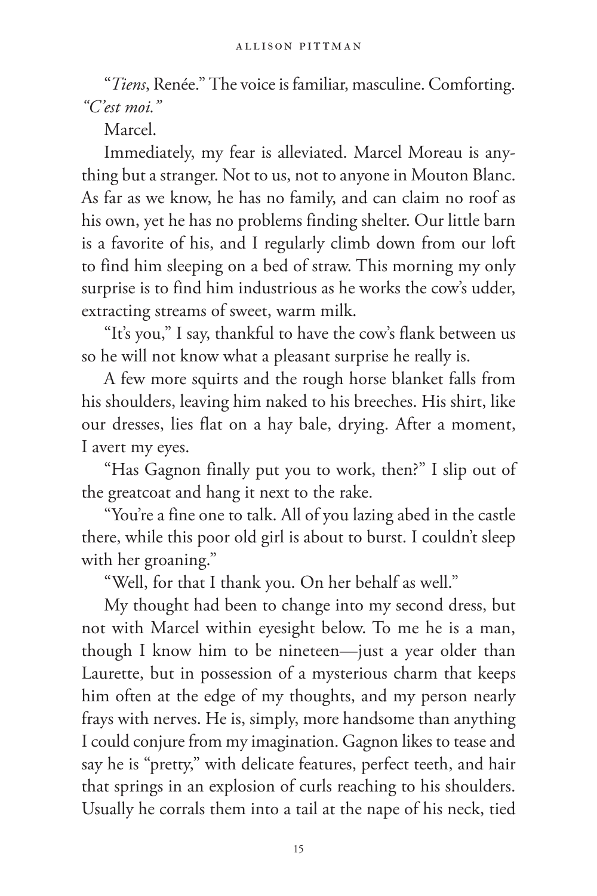"*Tiens*, Renée." The voice is familiar, masculine. Comforting. *"C'est moi."*

Marcel.

Immediately, my fear is alleviated. Marcel Moreau is anything but a stranger. Not to us, not to anyone in Mouton Blanc. As far as we know, he has no family, and can claim no roof as his own, yet he has no problems finding shelter. Our little barn is a favorite of his, and I regularly climb down from our loft to find him sleeping on a bed of straw. This morning my only surprise is to find him industrious as he works the cow's udder, extracting streams of sweet, warm milk.

"It's you," I say, thankful to have the cow's flank between us so he will not know what a pleasant surprise he really is.

A few more squirts and the rough horse blanket falls from his shoulders, leaving him naked to his breeches. His shirt, like our dresses, lies flat on a hay bale, drying. After a moment, I avert my eyes.

"Has Gagnon finally put you to work, then?" I slip out of the greatcoat and hang it next to the rake.

"You're a fine one to talk. All of you lazing abed in the castle there, while this poor old girl is about to burst. I couldn't sleep with her groaning."

"Well, for that I thank you. On her behalf as well."

My thought had been to change into my second dress, but not with Marcel within eyesight below. To me he is a man, though I know him to be nineteen—just a year older than Laurette, but in possession of a mysterious charm that keeps him often at the edge of my thoughts, and my person nearly frays with nerves. He is, simply, more handsome than anything I could conjure from my imagination. Gagnon likes to tease and say he is "pretty," with delicate features, perfect teeth, and hair that springs in an explosion of curls reaching to his shoulders. Usually he corrals them into a tail at the nape of his neck, tied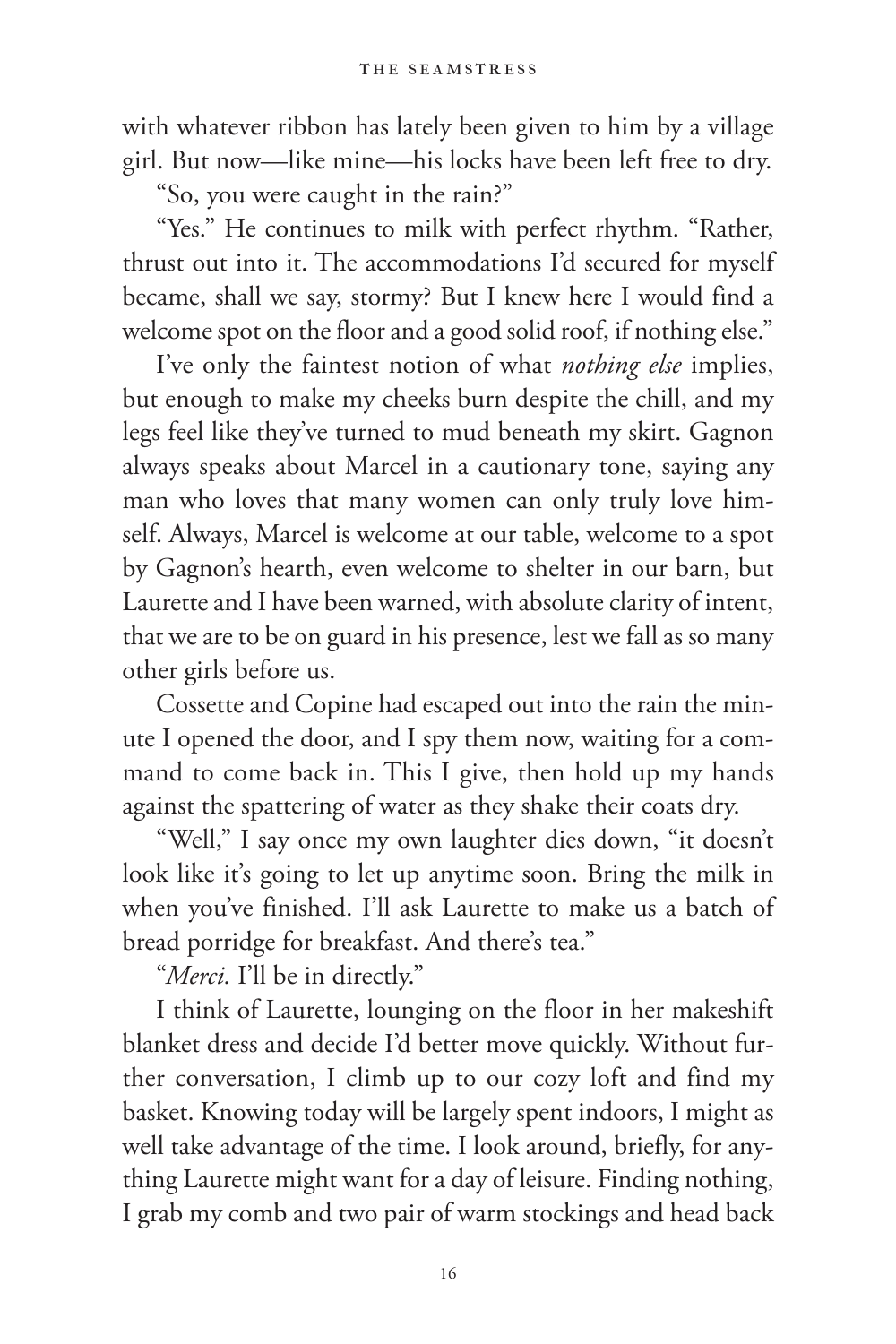with whatever ribbon has lately been given to him by a village girl. But now—like mine—his locks have been left free to dry.

"So, you were caught in the rain?"

"Yes." He continues to milk with perfect rhythm. "Rather, thrust out into it. The accommodations I'd secured for myself became, shall we say, stormy? But I knew here I would find a welcome spot on the floor and a good solid roof, if nothing else."

I've only the faintest notion of what *nothing else* implies, but enough to make my cheeks burn despite the chill, and my legs feel like they've turned to mud beneath my skirt. Gagnon always speaks about Marcel in a cautionary tone, saying any man who loves that many women can only truly love himself. Always, Marcel is welcome at our table, welcome to a spot by Gagnon's hearth, even welcome to shelter in our barn, but Laurette and I have been warned, with absolute clarity of intent, that we are to be on guard in his presence, lest we fall as so many other girls before us.

Cossette and Copine had escaped out into the rain the minute I opened the door, and I spy them now, waiting for a command to come back in. This I give, then hold up my hands against the spattering of water as they shake their coats dry.

"Well," I say once my own laughter dies down, "it doesn't look like it's going to let up anytime soon. Bring the milk in when you've finished. I'll ask Laurette to make us a batch of bread porridge for breakfast. And there's tea."

"*Merci.* I'll be in directly."

I think of Laurette, lounging on the floor in her makeshift blanket dress and decide I'd better move quickly. Without further conversation, I climb up to our cozy loft and find my basket. Knowing today will be largely spent indoors, I might as well take advantage of the time. I look around, briefly, for anything Laurette might want for a day of leisure. Finding nothing, I grab my comb and two pair of warm stockings and head back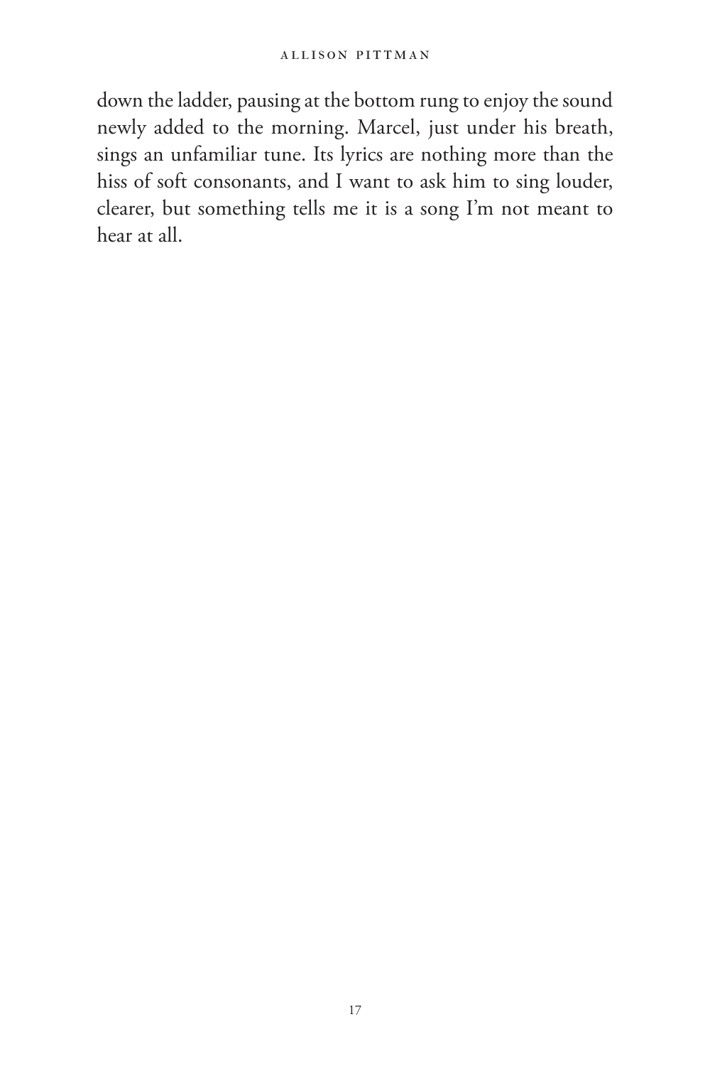down the ladder, pausing at the bottom rung to enjoy the sound newly added to the morning. Marcel, just under his breath, sings an unfamiliar tune. Its lyrics are nothing more than the hiss of soft consonants, and I want to ask him to sing louder, clearer, but something tells me it is a song I'm not meant to hear at all.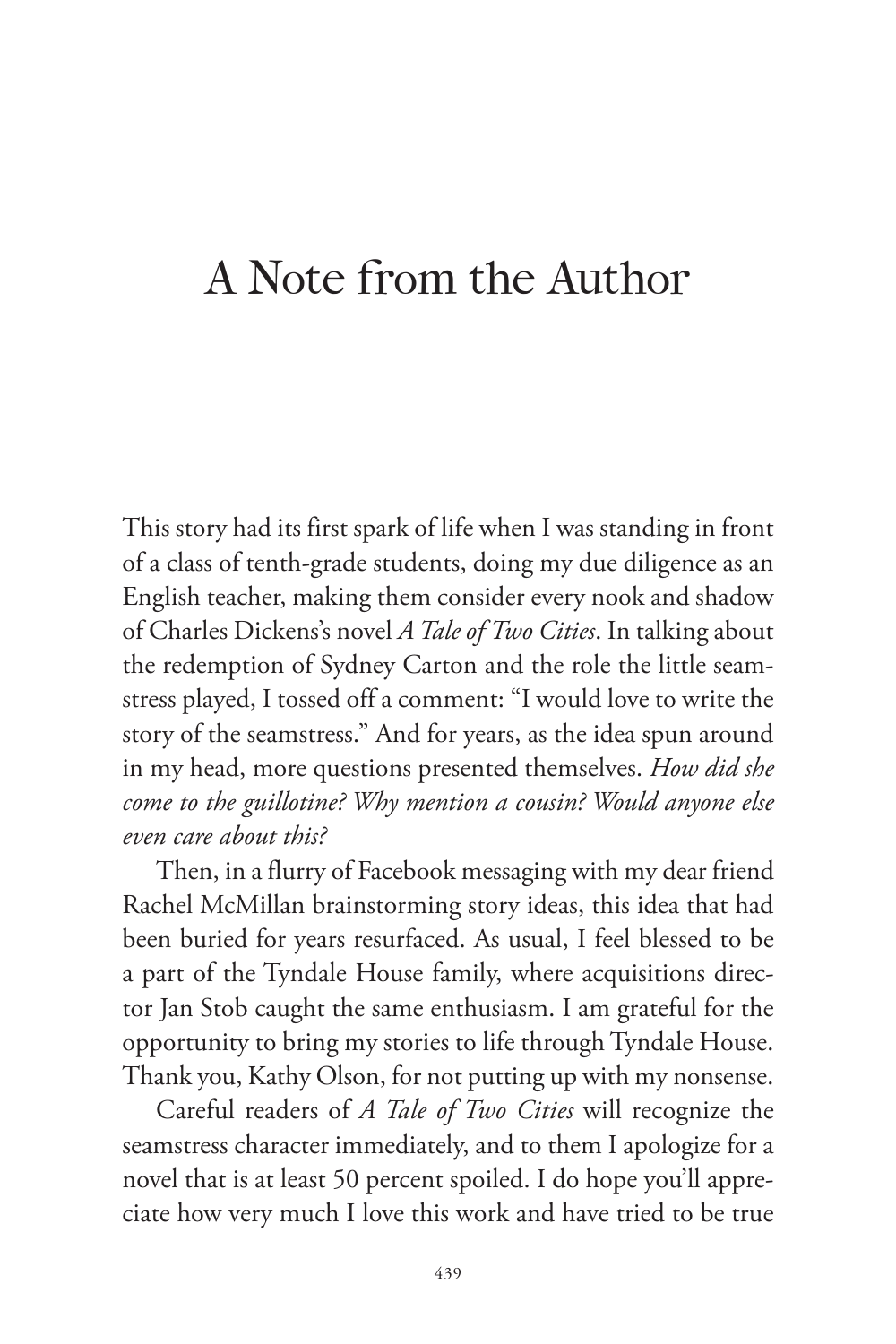# A Note from the Author

This story had its first spark of life when I was standing in front of a class of tenth-grade students, doing my due diligence as an English teacher, making them consider every nook and shadow of Charles Dickens's novel *A Tale of Two Cities*. In talking about the redemption of Sydney Carton and the role the little seamstress played, I tossed off a comment: "I would love to write the story of the seamstress." And for years, as the idea spun around in my head, more questions presented themselves. *How did she come to the guillotine? Why mention a cousin? Would anyone else even care about this?*

Then, in a flurry of Facebook messaging with my dear friend Rachel McMillan brainstorming story ideas, this idea that had been buried for years resurfaced. As usual, I feel blessed to be a part of the Tyndale House family, where acquisitions director Jan Stob caught the same enthusiasm. I am grateful for the opportunity to bring my stories to life through Tyndale House. Thank you, Kathy Olson, for not putting up with my nonsense.

Careful readers of *A Tale of Two Cities* will recognize the seamstress character immediately, and to them I apologize for a novel that is at least 50 percent spoiled. I do hope you'll appreciate how very much I love this work and have tried to be true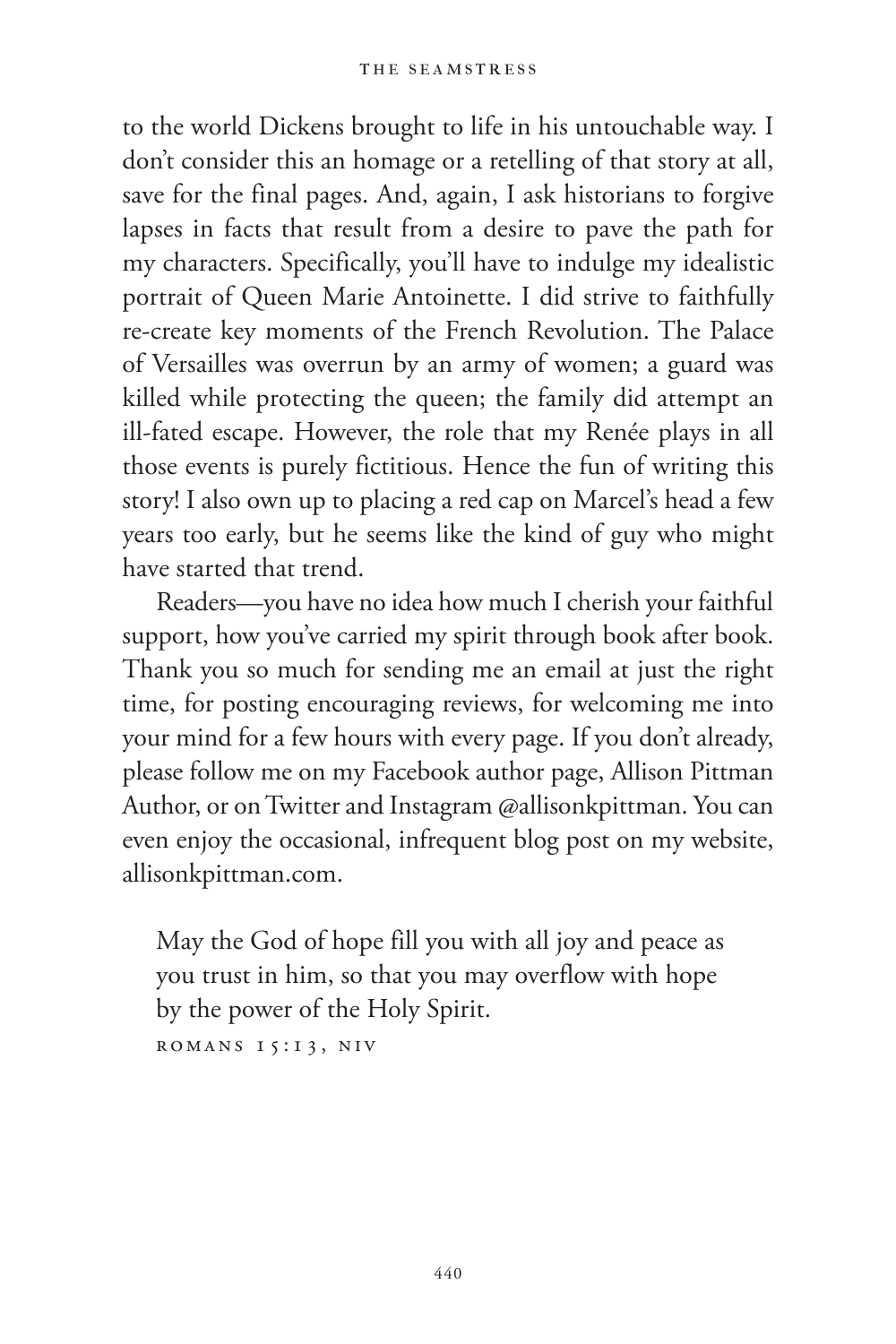to the world Dickens brought to life in his untouchable way. I don't consider this an homage or a retelling of that story at all, save for the final pages. And, again, I ask historians to forgive lapses in facts that result from a desire to pave the path for my characters. Specifically, you'll have to indulge my idealistic portrait of Queen Marie Antoinette. I did strive to faithfully re-create key moments of the French Revolution. The Palace of Versailles was overrun by an army of women; a guard was killed while protecting the queen; the family did attempt an ill-fated escape. However, the role that my Renée plays in all those events is purely fictitious. Hence the fun of writing this story! I also own up to placing a red cap on Marcel's head a few years too early, but he seems like the kind of guy who might have started that trend.

Readers—you have no idea how much I cherish your faithful support, how you've carried my spirit through book after book. Thank you so much for sending me an email at just the right time, for posting encouraging reviews, for welcoming me into your mind for a few hours with every page. If you don't already, please follow me on my Facebook author page, Allison Pittman Author, or on Twitter and Instagram @allisonkpittman. You can even enjoy the occasional, infrequent blog post on my website, allisonkpittman.com.

> May the God of hope fill you with all joy and peace as you trust in him, so that you may overflow with hope by the power of the Holy Spirit.
>
> ROMANS 15:13, NIV